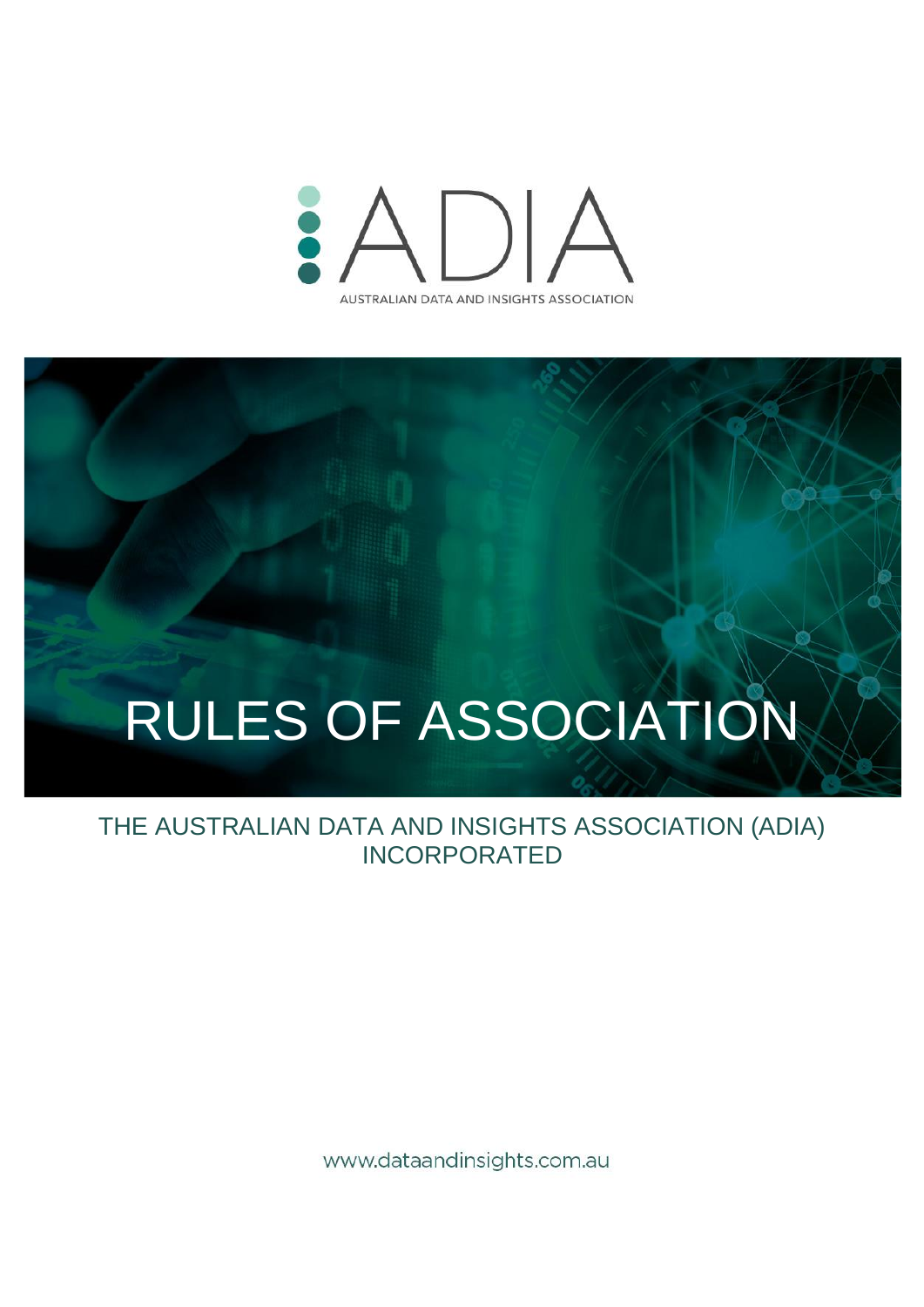ADIA

AUSTRALIAN DATA AND INSIGHTS ASSOCIATION

# RULES OF ASSOCIATION

THE AUSTRALIAN DATA AND INSIGHTS ASSOCIATION (ADIA) INCORPORATED

www.dataandinsights.com.au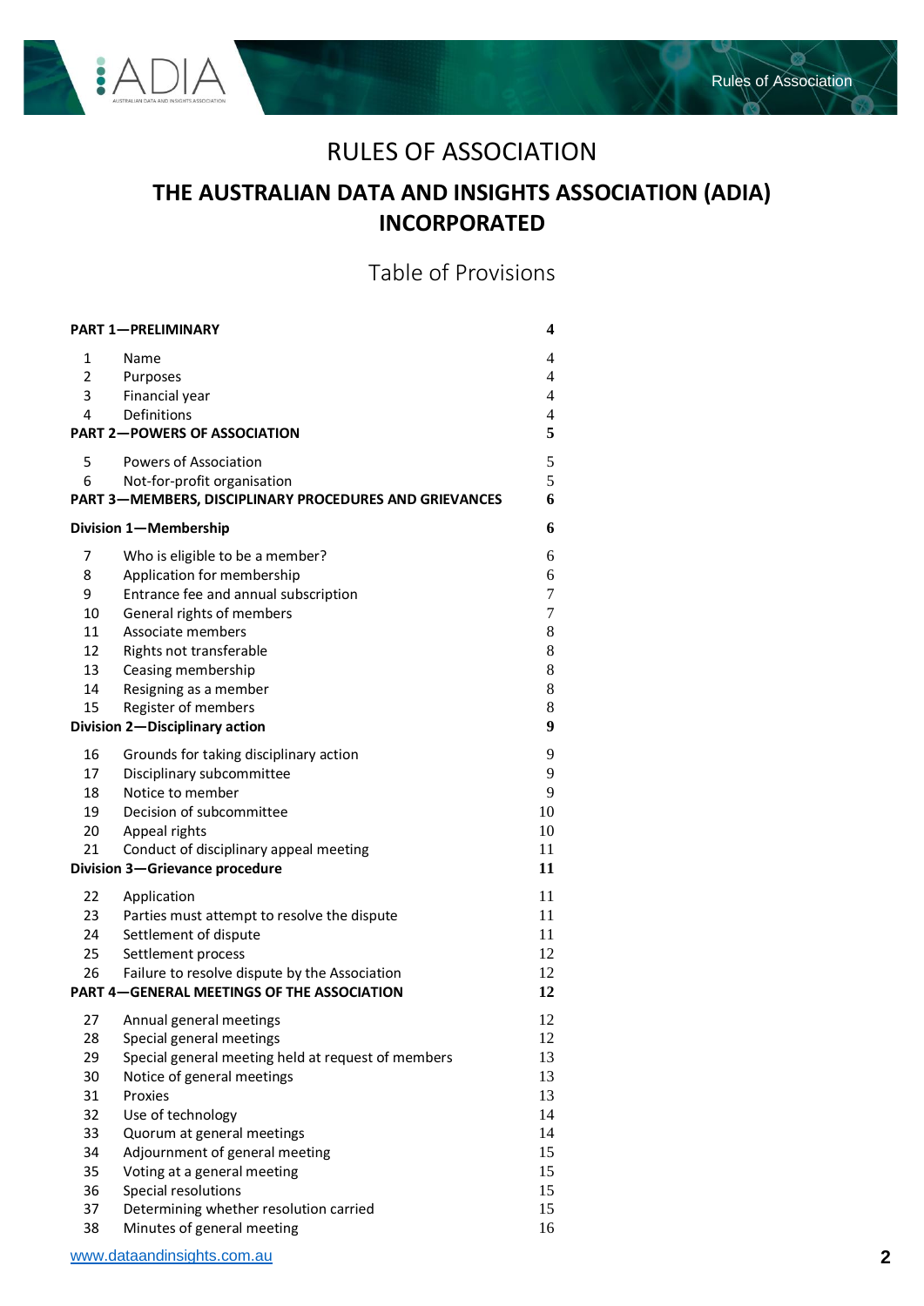# RULES OF ASSOCIATION

## THE AUSTRALIAN DATA AND INSIGHTS ASSOCIATION (ADIA) INCORPORATED

### Table of Provisions

| | | |
|---|---|---|
| **PART 1—PRELIMINARY** | | **4** |
| 1 | Name | 4 |
| 2 | Purposes | 4 |
| 3 | Financial year | 4 |
| 4 | Definitions | 4 |
| **PART 2—POWERS OF ASSOCIATION** | | **5** |
| 5 | Powers of Association | 5 |
| 6 | Not-for-profit organisation | 5 |
| **PART 3—MEMBERS, DISCIPLINARY PROCEDURES AND GRIEVANCES** | | **6** |
| **Division 1—Membership** | | **6** |
| 7 | Who is eligible to be a member? | 6 |
| 8 | Application for membership | 6 |
| 9 | Entrance fee and annual subscription | 7 |
| 10 | General rights of members | 7 |
| 11 | Associate members | 8 |
| 12 | Rights not transferable | 8 |
| 13 | Ceasing membership | 8 |
| 14 | Resigning as a member | 8 |
| 15 | Register of members | 8 |
| **Division 2—Disciplinary action** | | **9** |
| 16 | Grounds for taking disciplinary action | 9 |
| 17 | Disciplinary subcommittee | 9 |
| 18 | Notice to member | 9 |
| 19 | Decision of subcommittee | 10 |
| 20 | Appeal rights | 10 |
| 21 | Conduct of disciplinary appeal meeting | 11 |
| **Division 3—Grievance procedure** | | **11** |
| 22 | Application | 11 |
| 23 | Parties must attempt to resolve the dispute | 11 |
| 24 | Settlement of dispute | 11 |
| 25 | Settlement process | 12 |
| 26 | Failure to resolve dispute by the Association | 12 |
| **PART 4—GENERAL MEETINGS OF THE ASSOCIATION** | | **12** |
| 27 | Annual general meetings | 12 |
| 28 | Special general meetings | 12 |
| 29 | Special general meeting held at request of members | 13 |
| 30 | Notice of general meetings | 13 |
| 31 | Proxies | 13 |
| 32 | Use of technology | 14 |
| 33 | Quorum at general meetings | 14 |
| 34 | Adjournment of general meeting | 15 |
| 35 | Voting at a general meeting | 15 |
| 36 | Special resolutions | 15 |
| 37 | Determining whether resolution carried | 15 |
| 38 | Minutes of general meeting | 16 |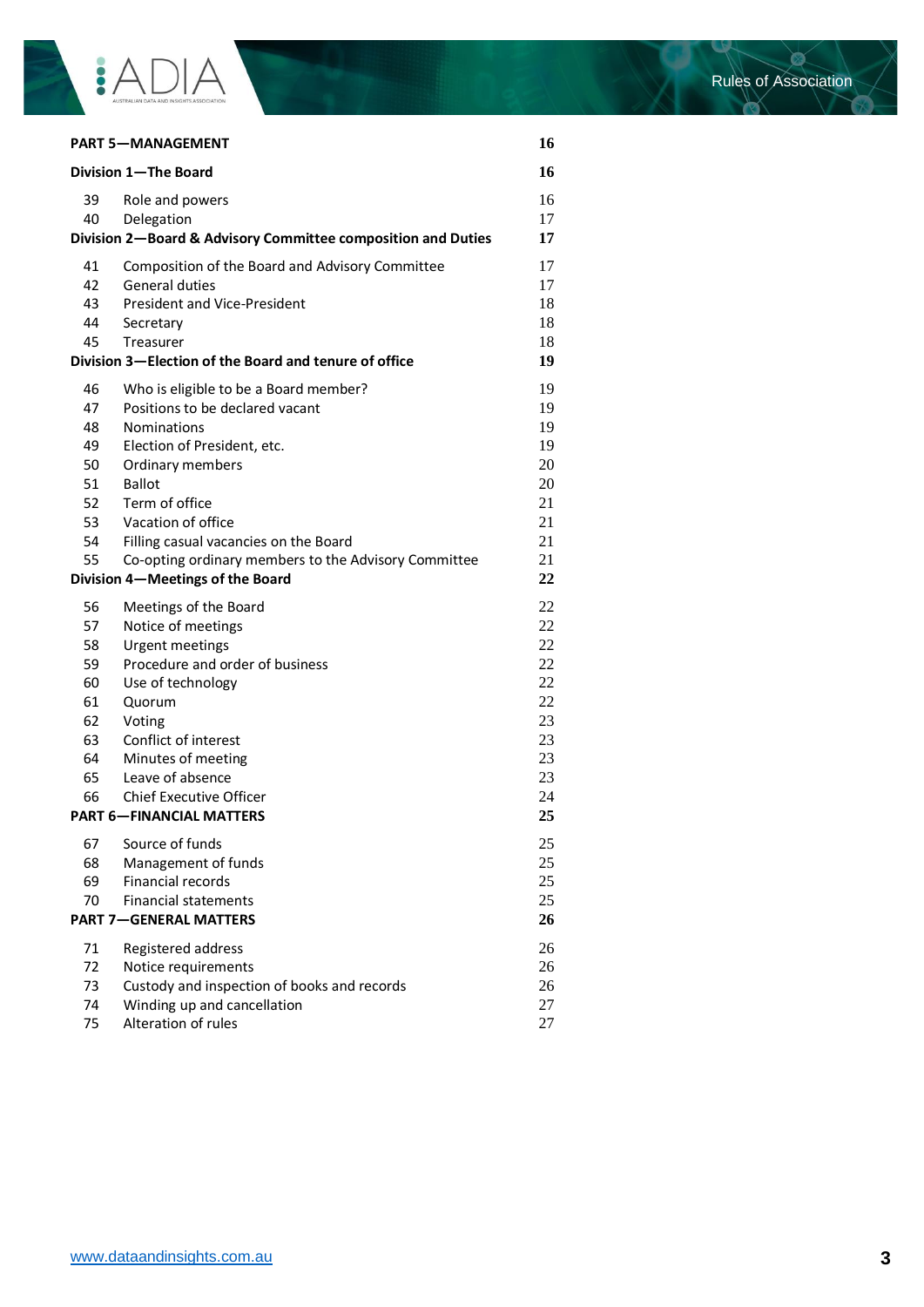| | | |
|---|---|---|
| **PART 5—MANAGEMENT** | | **16** |
| **Division 1—The Board** | | **16** |
| 39 | Role and powers | 16 |
| 40 | Delegation | 17 |
| **Division 2—Board & Advisory Committee composition and Duties** | | **17** |
| 41 | Composition of the Board and Advisory Committee | 17 |
| 42 | General duties | 17 |
| 43 | President and Vice-President | 18 |
| 44 | Secretary | 18 |
| 45 | Treasurer | 18 |
| **Division 3—Election of the Board and tenure of office** | | **19** |
| 46 | Who is eligible to be a Board member? | 19 |
| 47 | Positions to be declared vacant | 19 |
| 48 | Nominations | 19 |
| 49 | Election of President, etc. | 19 |
| 50 | Ordinary members | 20 |
| 51 | Ballot | 20 |
| 52 | Term of office | 21 |
| 53 | Vacation of office | 21 |
| 54 | Filling casual vacancies on the Board | 21 |
| 55 | Co-opting ordinary members to the Advisory Committee | 21 |
| **Division 4—Meetings of the Board** | | **22** |
| 56 | Meetings of the Board | 22 |
| 57 | Notice of meetings | 22 |
| 58 | Urgent meetings | 22 |
| 59 | Procedure and order of business | 22 |
| 60 | Use of technology | 22 |
| 61 | Quorum | 22 |
| 62 | Voting | 23 |
| 63 | Conflict of interest | 23 |
| 64 | Minutes of meeting | 23 |
| 65 | Leave of absence | 23 |
| 66 | Chief Executive Officer | 24 |
| **PART 6—FINANCIAL MATTERS** | | **25** |
| 67 | Source of funds | 25 |
| 68 | Management of funds | 25 |
| 69 | Financial records | 25 |
| 70 | Financial statements | 25 |
| **PART 7—GENERAL MATTERS** | | **26** |
| 71 | Registered address | 26 |
| 72 | Notice requirements | 26 |
| 73 | Custody and inspection of books and records | 26 |
| 74 | Winding up and cancellation | 27 |
| 75 | Alteration of rules | 27 |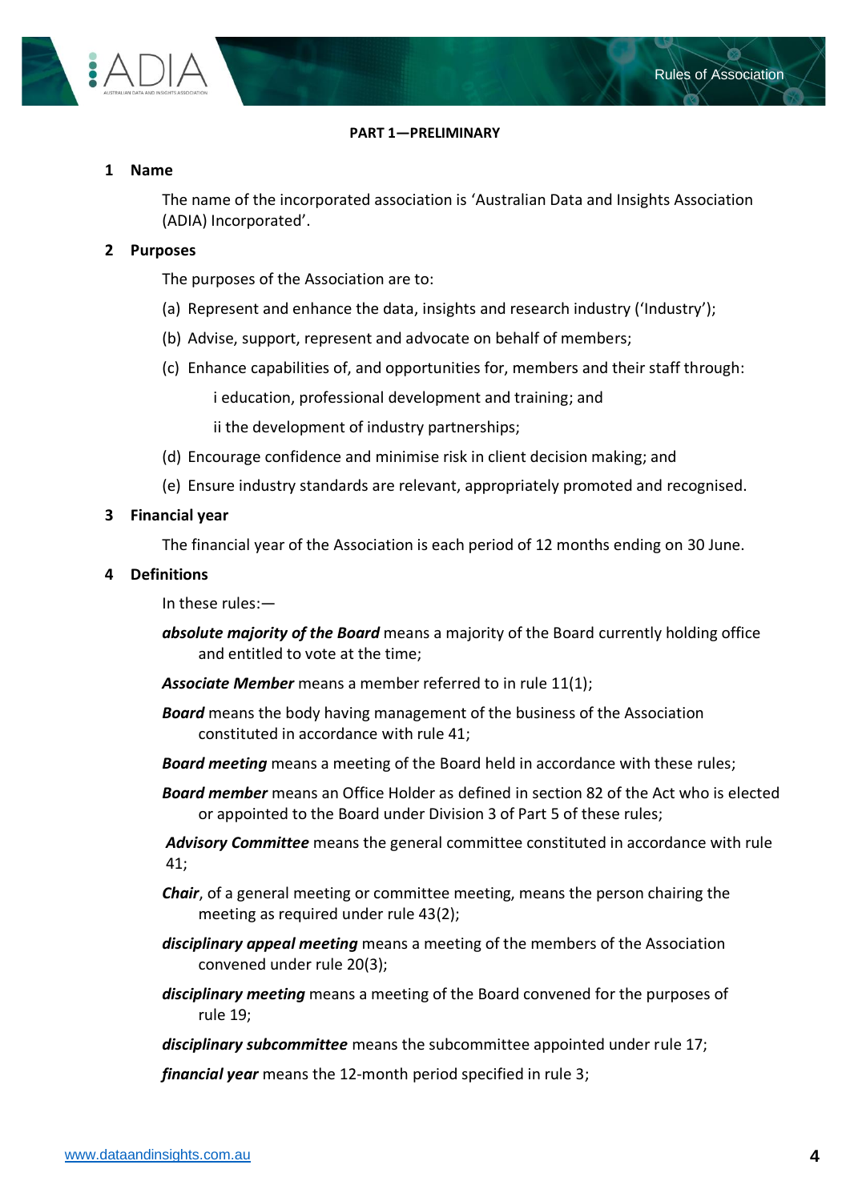## PART 1—PRELIMINARY

### 1 Name

The name of the incorporated association is 'Australian Data and Insights Association (ADIA) Incorporated'.

### 2 Purposes

The purposes of the Association are to:

(a) Represent and enhance the data, insights and research industry ('Industry');

(b) Advise, support, represent and advocate on behalf of members;

(c) Enhance capabilities of, and opportunities for, members and their staff through:

i education, professional development and training; and

ii the development of industry partnerships;

(d) Encourage confidence and minimise risk in client decision making; and

(e) Ensure industry standards are relevant, appropriately promoted and recognised.

### 3 Financial year

The financial year of the Association is each period of 12 months ending on 30 June.

### 4 Definitions

In these rules:—

***absolute majority of the Board*** means a majority of the Board currently holding office and entitled to vote at the time;

***Associate Member*** means a member referred to in rule 11(1);

***Board*** means the body having management of the business of the Association constituted in accordance with rule 41;

***Board meeting*** means a meeting of the Board held in accordance with these rules;

***Board member*** means an Office Holder as defined in section 82 of the Act who is elected or appointed to the Board under Division 3 of Part 5 of these rules;

***Advisory Committee*** means the general committee constituted in accordance with rule 41;

***Chair***, of a general meeting or committee meeting, means the person chairing the meeting as required under rule 43(2);

***disciplinary appeal meeting*** means a meeting of the members of the Association convened under rule 20(3);

***disciplinary meeting*** means a meeting of the Board convened for the purposes of rule 19;

***disciplinary subcommittee*** means the subcommittee appointed under rule 17;

***financial year*** means the 12-month period specified in rule 3;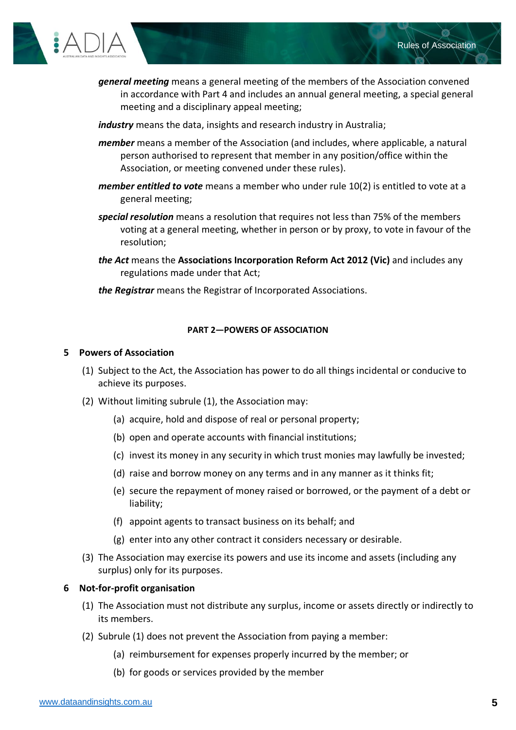***general meeting*** means a general meeting of the members of the Association convened in accordance with Part 4 and includes an annual general meeting, a special general meeting and a disciplinary appeal meeting;

***industry*** means the data, insights and research industry in Australia;

***member*** means a member of the Association (and includes, where applicable, a natural person authorised to represent that member in any position/office within the Association, or meeting convened under these rules).

***member entitled to vote*** means a member who under rule 10(2) is entitled to vote at a general meeting;

***special resolution*** means a resolution that requires not less than 75% of the members voting at a general meeting, whether in person or by proxy, to vote in favour of the resolution;

***the Act*** means the **Associations Incorporation Reform Act 2012 (Vic)** and includes any regulations made under that Act;

***the Registrar*** means the Registrar of Incorporated Associations.

## PART 2—POWERS OF ASSOCIATION

### 5 Powers of Association

(1) Subject to the Act, the Association has power to do all things incidental or conducive to achieve its purposes.

(2) Without limiting subrule (1), the Association may:

- (a) acquire, hold and dispose of real or personal property;
- (b) open and operate accounts with financial institutions;
- (c) invest its money in any security in which trust monies may lawfully be invested;
- (d) raise and borrow money on any terms and in any manner as it thinks fit;
- (e) secure the repayment of money raised or borrowed, or the payment of a debt or liability;
- (f) appoint agents to transact business on its behalf; and
- (g) enter into any other contract it considers necessary or desirable.

(3) The Association may exercise its powers and use its income and assets (including any surplus) only for its purposes.

### 6 Not-for-profit organisation

(1) The Association must not distribute any surplus, income or assets directly or indirectly to its members.

(2) Subrule (1) does not prevent the Association from paying a member:

- (a) reimbursement for expenses properly incurred by the member; or
- (b) for goods or services provided by the member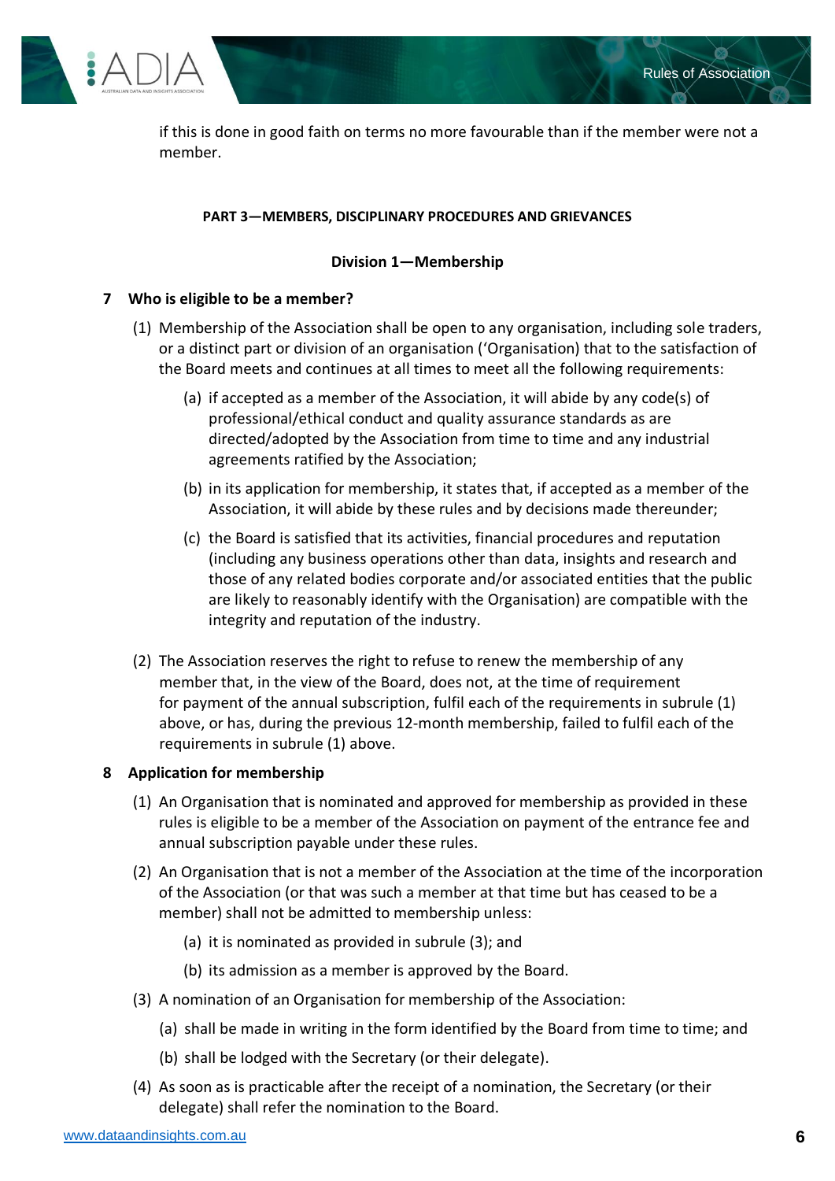if this is done in good faith on terms no more favourable than if the member were not a member.

## PART 3—MEMBERS, DISCIPLINARY PROCEDURES AND GRIEVANCES

### Division 1—Membership

**7 Who is eligible to be a member?**

(1) Membership of the Association shall be open to any organisation, including sole traders, or a distinct part or division of an organisation ('Organisation) that to the satisfaction of the Board meets and continues at all times to meet all the following requirements:

(a) if accepted as a member of the Association, it will abide by any code(s) of professional/ethical conduct and quality assurance standards as are directed/adopted by the Association from time to time and any industrial agreements ratified by the Association;

(b) in its application for membership, it states that, if accepted as a member of the Association, it will abide by these rules and by decisions made thereunder;

(c) the Board is satisfied that its activities, financial procedures and reputation (including any business operations other than data, insights and research and those of any related bodies corporate and/or associated entities that the public are likely to reasonably identify with the Organisation) are compatible with the integrity and reputation of the industry.

(2) The Association reserves the right to refuse to renew the membership of any member that, in the view of the Board, does not, at the time of requirement for payment of the annual subscription, fulfil each of the requirements in subrule (1) above, or has, during the previous 12-month membership, failed to fulfil each of the requirements in subrule (1) above.

**8 Application for membership**

(1) An Organisation that is nominated and approved for membership as provided in these rules is eligible to be a member of the Association on payment of the entrance fee and annual subscription payable under these rules.

(2) An Organisation that is not a member of the Association at the time of the incorporation of the Association (or that was such a member at that time but has ceased to be a member) shall not be admitted to membership unless:

(a) it is nominated as provided in subrule (3); and

(b) its admission as a member is approved by the Board.

(3) A nomination of an Organisation for membership of the Association:

(a) shall be made in writing in the form identified by the Board from time to time; and

(b) shall be lodged with the Secretary (or their delegate).

(4) As soon as is practicable after the receipt of a nomination, the Secretary (or their delegate) shall refer the nomination to the Board.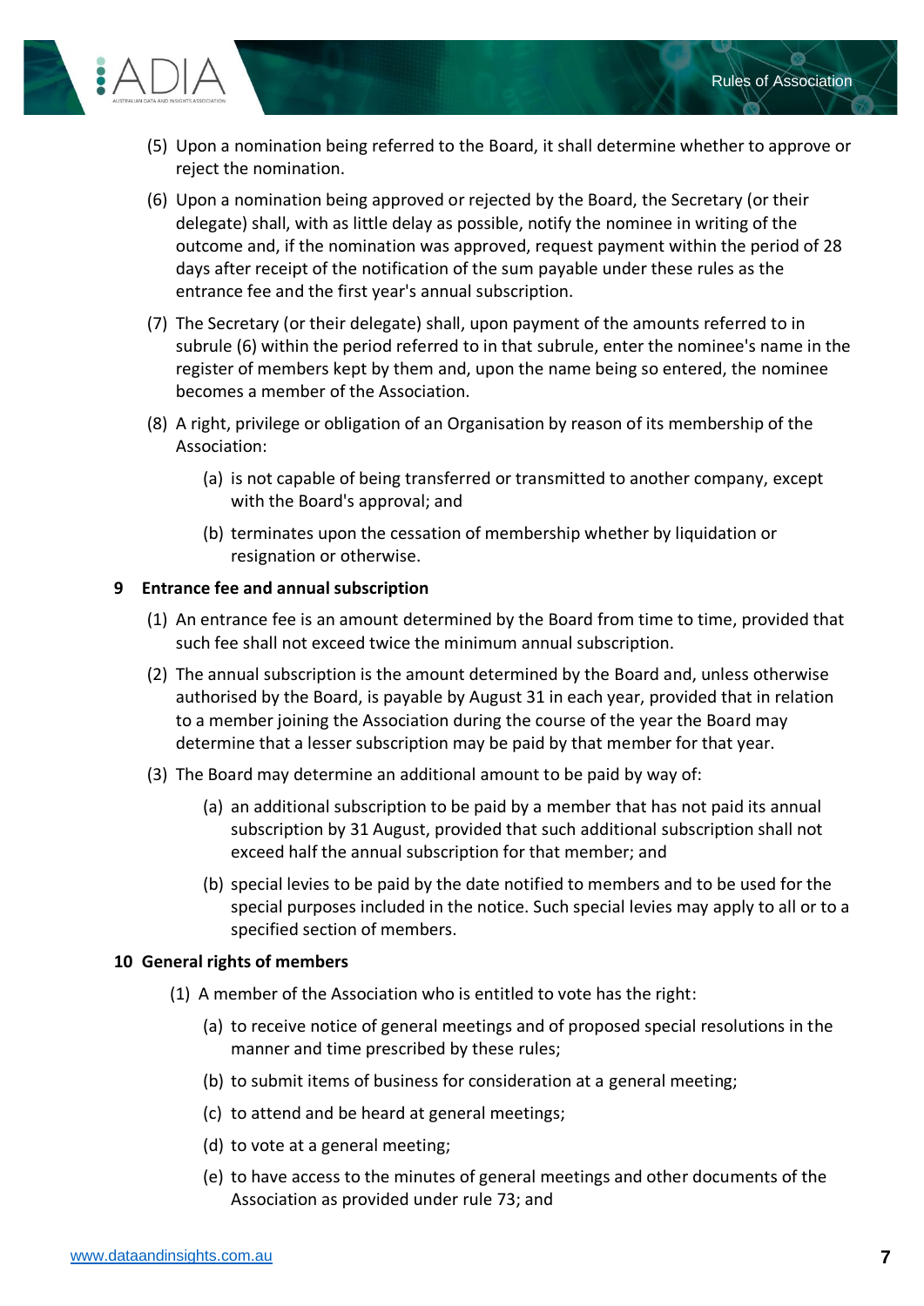(5) Upon a nomination being referred to the Board, it shall determine whether to approve or reject the nomination.

(6) Upon a nomination being approved or rejected by the Board, the Secretary (or their delegate) shall, with as little delay as possible, notify the nominee in writing of the outcome and, if the nomination was approved, request payment within the period of 28 days after receipt of the notification of the sum payable under these rules as the entrance fee and the first year's annual subscription.

(7) The Secretary (or their delegate) shall, upon payment of the amounts referred to in subrule (6) within the period referred to in that subrule, enter the nominee's name in the register of members kept by them and, upon the name being so entered, the nominee becomes a member of the Association.

(8) A right, privilege or obligation of an Organisation by reason of its membership of the Association:

(a) is not capable of being transferred or transmitted to another company, except with the Board's approval; and

(b) terminates upon the cessation of membership whether by liquidation or resignation or otherwise.

**9 Entrance fee and annual subscription**

(1) An entrance fee is an amount determined by the Board from time to time, provided that such fee shall not exceed twice the minimum annual subscription.

(2) The annual subscription is the amount determined by the Board and, unless otherwise authorised by the Board, is payable by August 31 in each year, provided that in relation to a member joining the Association during the course of the year the Board may determine that a lesser subscription may be paid by that member for that year.

(3) The Board may determine an additional amount to be paid by way of:

(a) an additional subscription to be paid by a member that has not paid its annual subscription by 31 August, provided that such additional subscription shall not exceed half the annual subscription for that member; and

(b) special levies to be paid by the date notified to members and to be used for the special purposes included in the notice. Such special levies may apply to all or to a specified section of members.

**10 General rights of members**

(1) A member of the Association who is entitled to vote has the right:

(a) to receive notice of general meetings and of proposed special resolutions in the manner and time prescribed by these rules;

(b) to submit items of business for consideration at a general meeting;

(c) to attend and be heard at general meetings;

(d) to vote at a general meeting;

(e) to have access to the minutes of general meetings and other documents of the Association as provided under rule 73; and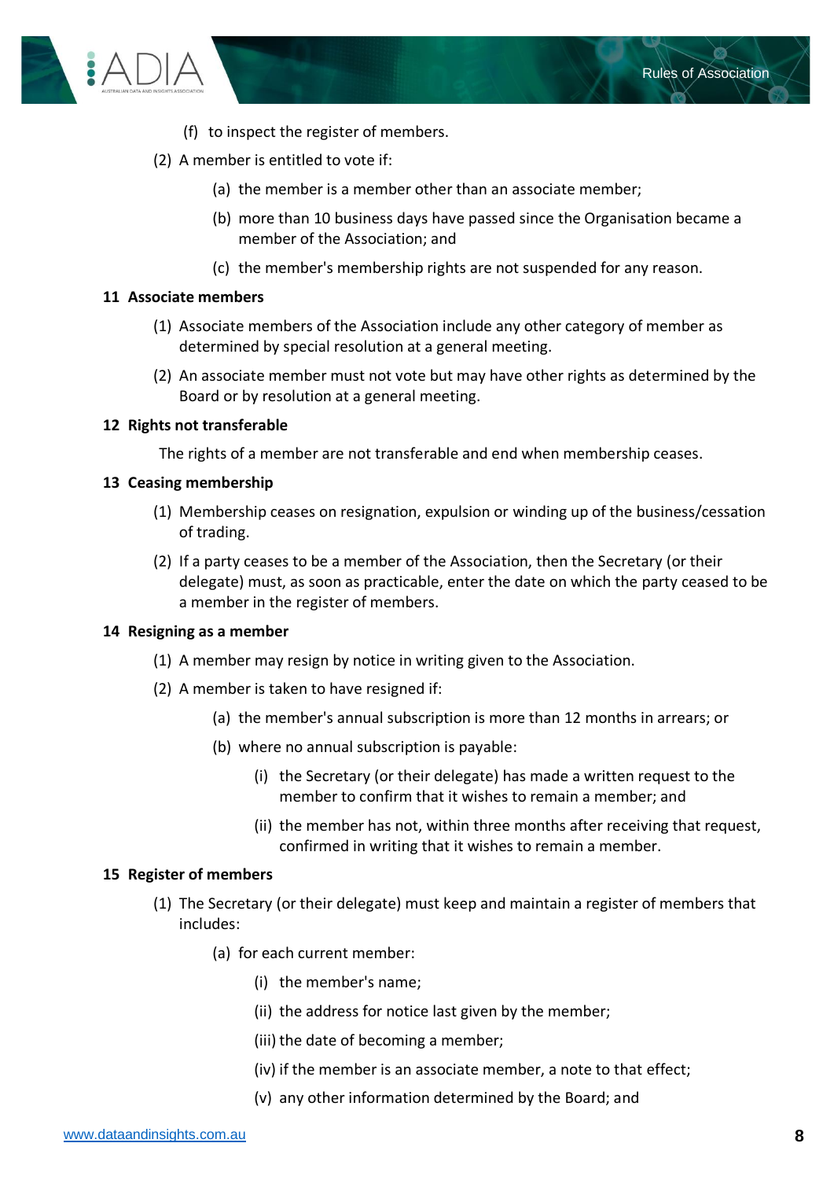(f) to inspect the register of members.

(2) A member is entitled to vote if:

(a) the member is a member other than an associate member;

(b) more than 10 business days have passed since the Organisation became a member of the Association; and

(c) the member's membership rights are not suspended for any reason.

### 11 Associate members

(1) Associate members of the Association include any other category of member as determined by special resolution at a general meeting.

(2) An associate member must not vote but may have other rights as determined by the Board or by resolution at a general meeting.

### 12 Rights not transferable

The rights of a member are not transferable and end when membership ceases.

### 13 Ceasing membership

(1) Membership ceases on resignation, expulsion or winding up of the business/cessation of trading.

(2) If a party ceases to be a member of the Association, then the Secretary (or their delegate) must, as soon as practicable, enter the date on which the party ceased to be a member in the register of members.

### 14 Resigning as a member

(1) A member may resign by notice in writing given to the Association.

(2) A member is taken to have resigned if:

(a) the member's annual subscription is more than 12 months in arrears; or

(b) where no annual subscription is payable:

(i) the Secretary (or their delegate) has made a written request to the member to confirm that it wishes to remain a member; and

(ii) the member has not, within three months after receiving that request, confirmed in writing that it wishes to remain a member.

### 15 Register of members

(1) The Secretary (or their delegate) must keep and maintain a register of members that includes:

(a) for each current member:

(i) the member's name;

(ii) the address for notice last given by the member;

(iii) the date of becoming a member;

(iv) if the member is an associate member, a note to that effect;

(v) any other information determined by the Board; and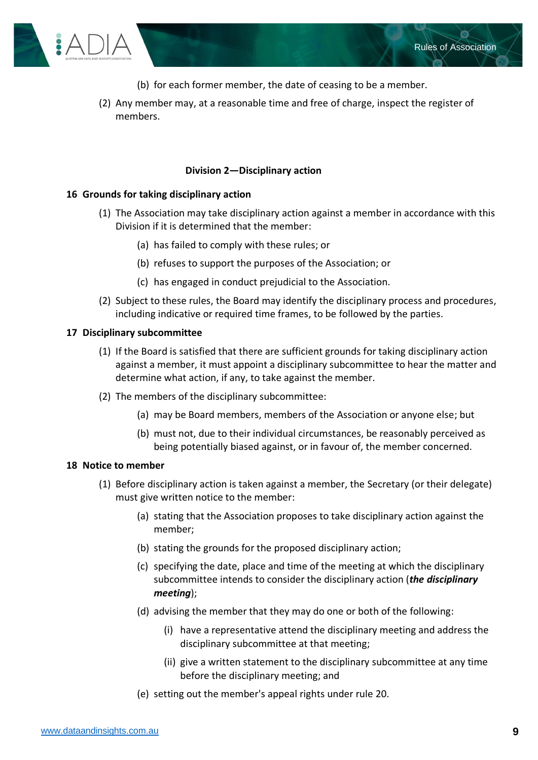(b) for each former member, the date of ceasing to be a member.

(2) Any member may, at a reasonable time and free of charge, inspect the register of members.

### Division 2—Disciplinary action

#### 16 Grounds for taking disciplinary action

(1) The Association may take disciplinary action against a member in accordance with this Division if it is determined that the member:

- (a) has failed to comply with these rules; or
- (b) refuses to support the purposes of the Association; or
- (c) has engaged in conduct prejudicial to the Association.

(2) Subject to these rules, the Board may identify the disciplinary process and procedures, including indicative or required time frames, to be followed by the parties.

#### 17 Disciplinary subcommittee

(1) If the Board is satisfied that there are sufficient grounds for taking disciplinary action against a member, it must appoint a disciplinary subcommittee to hear the matter and determine what action, if any, to take against the member.

(2) The members of the disciplinary subcommittee:

- (a) may be Board members, members of the Association or anyone else; but
- (b) must not, due to their individual circumstances, be reasonably perceived as being potentially biased against, or in favour of, the member concerned.

#### 18 Notice to member

(1) Before disciplinary action is taken against a member, the Secretary (or their delegate) must give written notice to the member:

- (a) stating that the Association proposes to take disciplinary action against the member;
- (b) stating the grounds for the proposed disciplinary action;
- (c) specifying the date, place and time of the meeting at which the disciplinary subcommittee intends to consider the disciplinary action (***the disciplinary meeting***);
- (d) advising the member that they may do one or both of the following:
  - (i) have a representative attend the disciplinary meeting and address the disciplinary subcommittee at that meeting;
  - (ii) give a written statement to the disciplinary subcommittee at any time before the disciplinary meeting; and
- (e) setting out the member's appeal rights under rule 20.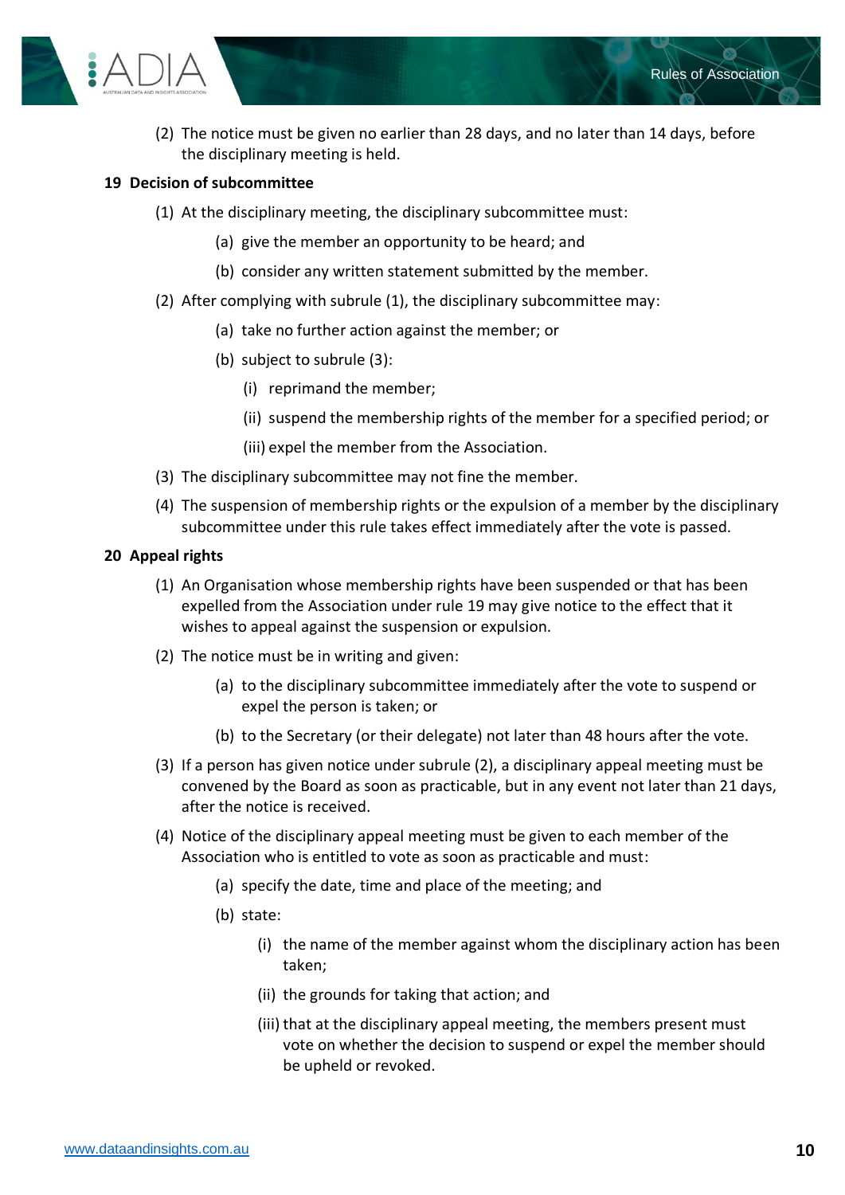(2) The notice must be given no earlier than 28 days, and no later than 14 days, before the disciplinary meeting is held.

### 19 Decision of subcommittee

(1) At the disciplinary meeting, the disciplinary subcommittee must:

- (a) give the member an opportunity to be heard; and
- (b) consider any written statement submitted by the member.

(2) After complying with subrule (1), the disciplinary subcommittee may:

- (a) take no further action against the member; or
- (b) subject to subrule (3):
  - (i) reprimand the member;
  - (ii) suspend the membership rights of the member for a specified period; or
  - (iii) expel the member from the Association.

(3) The disciplinary subcommittee may not fine the member.

(4) The suspension of membership rights or the expulsion of a member by the disciplinary subcommittee under this rule takes effect immediately after the vote is passed.

### 20 Appeal rights

(1) An Organisation whose membership rights have been suspended or that has been expelled from the Association under rule 19 may give notice to the effect that it wishes to appeal against the suspension or expulsion.

(2) The notice must be in writing and given:

- (a) to the disciplinary subcommittee immediately after the vote to suspend or expel the person is taken; or
- (b) to the Secretary (or their delegate) not later than 48 hours after the vote.

(3) If a person has given notice under subrule (2), a disciplinary appeal meeting must be convened by the Board as soon as practicable, but in any event not later than 21 days, after the notice is received.

(4) Notice of the disciplinary appeal meeting must be given to each member of the Association who is entitled to vote as soon as practicable and must:

- (a) specify the date, time and place of the meeting; and
- (b) state:
  - (i) the name of the member against whom the disciplinary action has been taken;
  - (ii) the grounds for taking that action; and
  - (iii) that at the disciplinary appeal meeting, the members present must vote on whether the decision to suspend or expel the member should be upheld or revoked.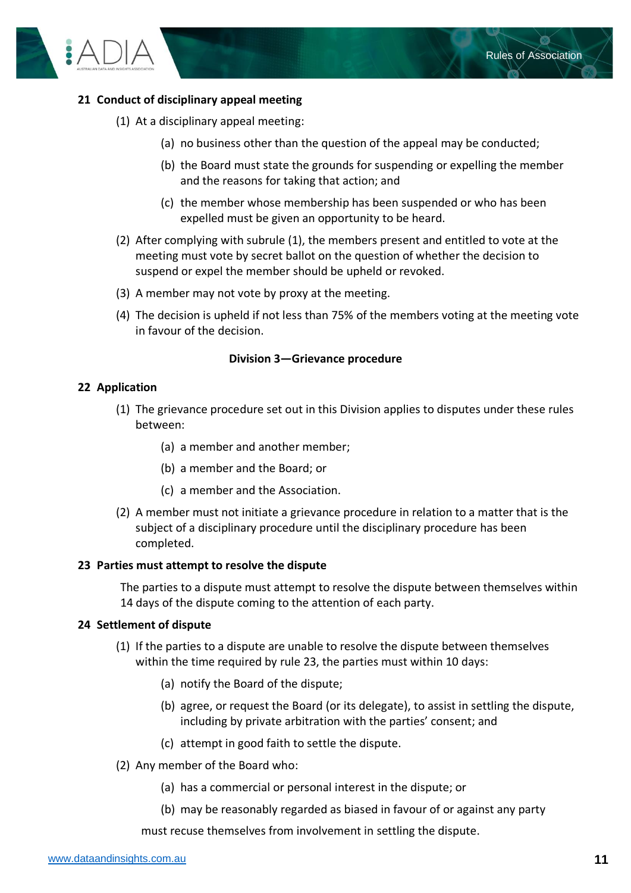**21 Conduct of disciplinary appeal meeting**

(1) At a disciplinary appeal meeting:

(a) no business other than the question of the appeal may be conducted;

(b) the Board must state the grounds for suspending or expelling the member and the reasons for taking that action; and

(c) the member whose membership has been suspended or who has been expelled must be given an opportunity to be heard.

(2) After complying with subrule (1), the members present and entitled to vote at the meeting must vote by secret ballot on the question of whether the decision to suspend or expel the member should be upheld or revoked.

(3) A member may not vote by proxy at the meeting.

(4) The decision is upheld if not less than 75% of the members voting at the meeting vote in favour of the decision.

### Division 3—Grievance procedure

**22 Application**

(1) The grievance procedure set out in this Division applies to disputes under these rules between:

(a) a member and another member;

(b) a member and the Board; or

(c) a member and the Association.

(2) A member must not initiate a grievance procedure in relation to a matter that is the subject of a disciplinary procedure until the disciplinary procedure has been completed.

**23 Parties must attempt to resolve the dispute**

The parties to a dispute must attempt to resolve the dispute between themselves within 14 days of the dispute coming to the attention of each party.

**24 Settlement of dispute**

(1) If the parties to a dispute are unable to resolve the dispute between themselves within the time required by rule 23, the parties must within 10 days:

(a) notify the Board of the dispute;

(b) agree, or request the Board (or its delegate), to assist in settling the dispute, including by private arbitration with the parties' consent; and

(c) attempt in good faith to settle the dispute.

(2) Any member of the Board who:

(a) has a commercial or personal interest in the dispute; or

(b) may be reasonably regarded as biased in favour of or against any party

must recuse themselves from involvement in settling the dispute.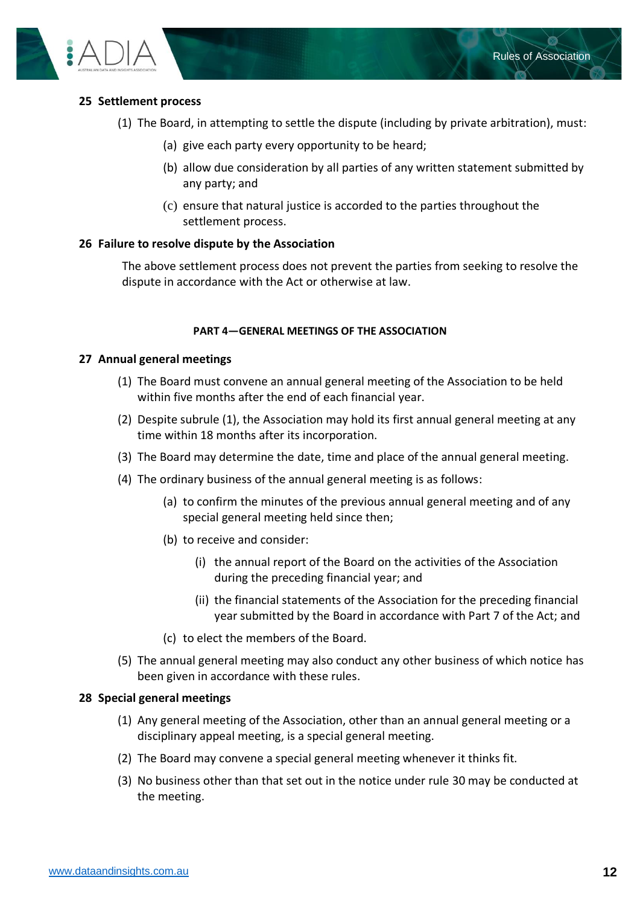### 25 Settlement process

(1) The Board, in attempting to settle the dispute (including by private arbitration), must:

- (a) give each party every opportunity to be heard;
- (b) allow due consideration by all parties of any written statement submitted by any party; and
- (c) ensure that natural justice is accorded to the parties throughout the settlement process.

### 26 Failure to resolve dispute by the Association

The above settlement process does not prevent the parties from seeking to resolve the dispute in accordance with the Act or otherwise at law.

## PART 4—GENERAL MEETINGS OF THE ASSOCIATION

### 27 Annual general meetings

(1) The Board must convene an annual general meeting of the Association to be held within five months after the end of each financial year.

(2) Despite subrule (1), the Association may hold its first annual general meeting at any time within 18 months after its incorporation.

(3) The Board may determine the date, time and place of the annual general meeting.

(4) The ordinary business of the annual general meeting is as follows:

- (a) to confirm the minutes of the previous annual general meeting and of any special general meeting held since then;
- (b) to receive and consider:
  - (i) the annual report of the Board on the activities of the Association during the preceding financial year; and
  - (ii) the financial statements of the Association for the preceding financial year submitted by the Board in accordance with Part 7 of the Act; and
- (c) to elect the members of the Board.

(5) The annual general meeting may also conduct any other business of which notice has been given in accordance with these rules.

### 28 Special general meetings

(1) Any general meeting of the Association, other than an annual general meeting or a disciplinary appeal meeting, is a special general meeting.

(2) The Board may convene a special general meeting whenever it thinks fit.

(3) No business other than that set out in the notice under rule 30 may be conducted at the meeting.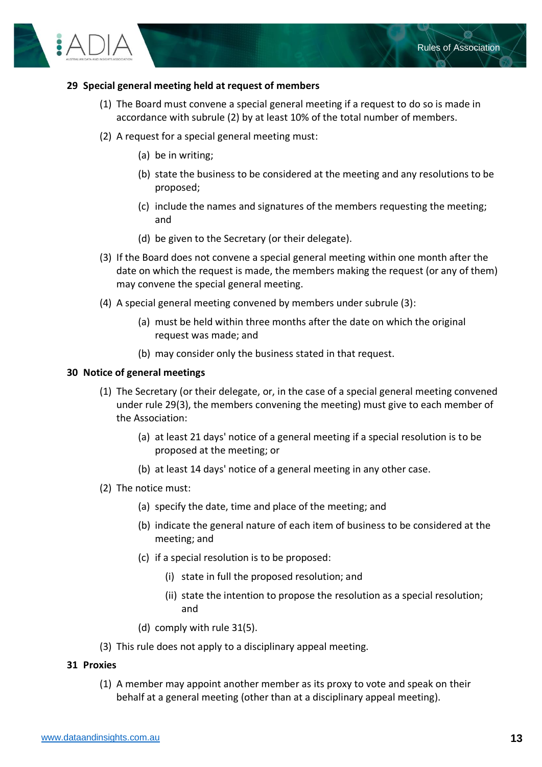### 29 Special general meeting held at request of members

(1) The Board must convene a special general meeting if a request to do so is made in accordance with subrule (2) by at least 10% of the total number of members.

(2) A request for a special general meeting must:

- (a) be in writing;
- (b) state the business to be considered at the meeting and any resolutions to be proposed;
- (c) include the names and signatures of the members requesting the meeting; and
- (d) be given to the Secretary (or their delegate).

(3) If the Board does not convene a special general meeting within one month after the date on which the request is made, the members making the request (or any of them) may convene the special general meeting.

(4) A special general meeting convened by members under subrule (3):

- (a) must be held within three months after the date on which the original request was made; and
- (b) may consider only the business stated in that request.

### 30 Notice of general meetings

(1) The Secretary (or their delegate, or, in the case of a special general meeting convened under rule 29(3), the members convening the meeting) must give to each member of the Association:

- (a) at least 21 days' notice of a general meeting if a special resolution is to be proposed at the meeting; or
- (b) at least 14 days' notice of a general meeting in any other case.

(2) The notice must:

- (a) specify the date, time and place of the meeting; and
- (b) indicate the general nature of each item of business to be considered at the meeting; and
- (c) if a special resolution is to be proposed:
  - (i) state in full the proposed resolution; and
  - (ii) state the intention to propose the resolution as a special resolution; and
- (d) comply with rule 31(5).

(3) This rule does not apply to a disciplinary appeal meeting.

### 31 Proxies

(1) A member may appoint another member as its proxy to vote and speak on their behalf at a general meeting (other than at a disciplinary appeal meeting).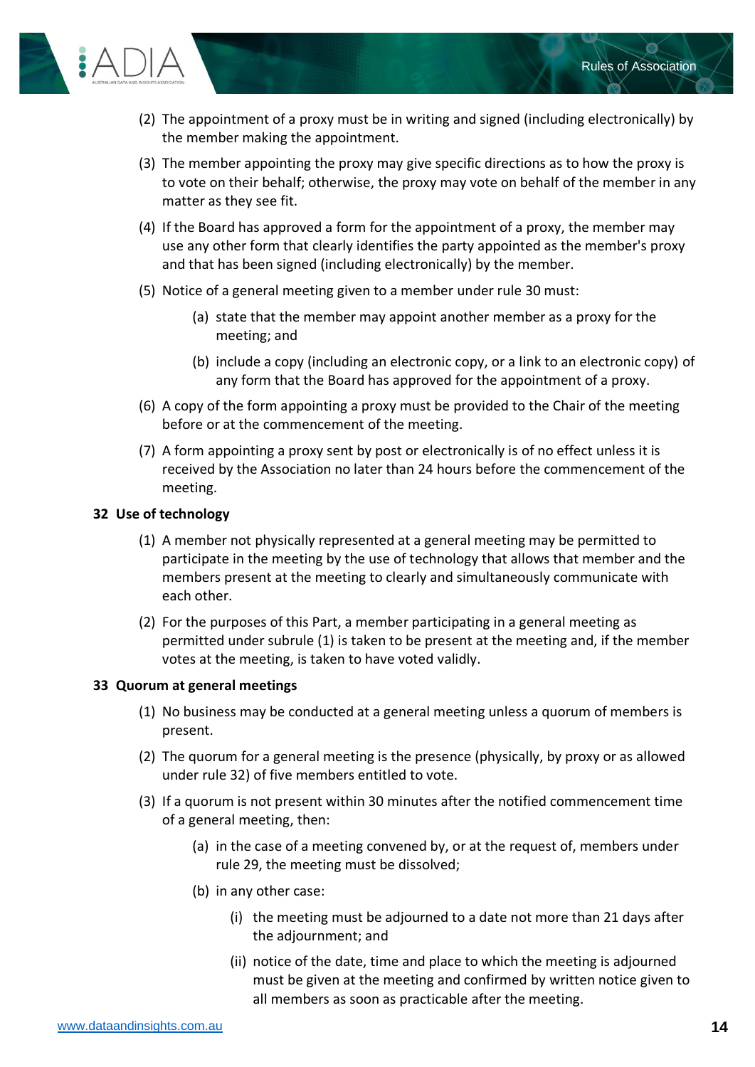(2) The appointment of a proxy must be in writing and signed (including electronically) by the member making the appointment.

(3) The member appointing the proxy may give specific directions as to how the proxy is to vote on their behalf; otherwise, the proxy may vote on behalf of the member in any matter as they see fit.

(4) If the Board has approved a form for the appointment of a proxy, the member may use any other form that clearly identifies the party appointed as the member's proxy and that has been signed (including electronically) by the member.

(5) Notice of a general meeting given to a member under rule 30 must:

- (a) state that the member may appoint another member as a proxy for the meeting; and
- (b) include a copy (including an electronic copy, or a link to an electronic copy) of any form that the Board has approved for the appointment of a proxy.

(6) A copy of the form appointing a proxy must be provided to the Chair of the meeting before or at the commencement of the meeting.

(7) A form appointing a proxy sent by post or electronically is of no effect unless it is received by the Association no later than 24 hours before the commencement of the meeting.

**32 Use of technology**

(1) A member not physically represented at a general meeting may be permitted to participate in the meeting by the use of technology that allows that member and the members present at the meeting to clearly and simultaneously communicate with each other.

(2) For the purposes of this Part, a member participating in a general meeting as permitted under subrule (1) is taken to be present at the meeting and, if the member votes at the meeting, is taken to have voted validly.

**33 Quorum at general meetings**

(1) No business may be conducted at a general meeting unless a quorum of members is present.

(2) The quorum for a general meeting is the presence (physically, by proxy or as allowed under rule 32) of five members entitled to vote.

(3) If a quorum is not present within 30 minutes after the notified commencement time of a general meeting, then:

- (a) in the case of a meeting convened by, or at the request of, members under rule 29, the meeting must be dissolved;
- (b) in any other case:
  - (i) the meeting must be adjourned to a date not more than 21 days after the adjournment; and
  - (ii) notice of the date, time and place to which the meeting is adjourned must be given at the meeting and confirmed by written notice given to all members as soon as practicable after the meeting.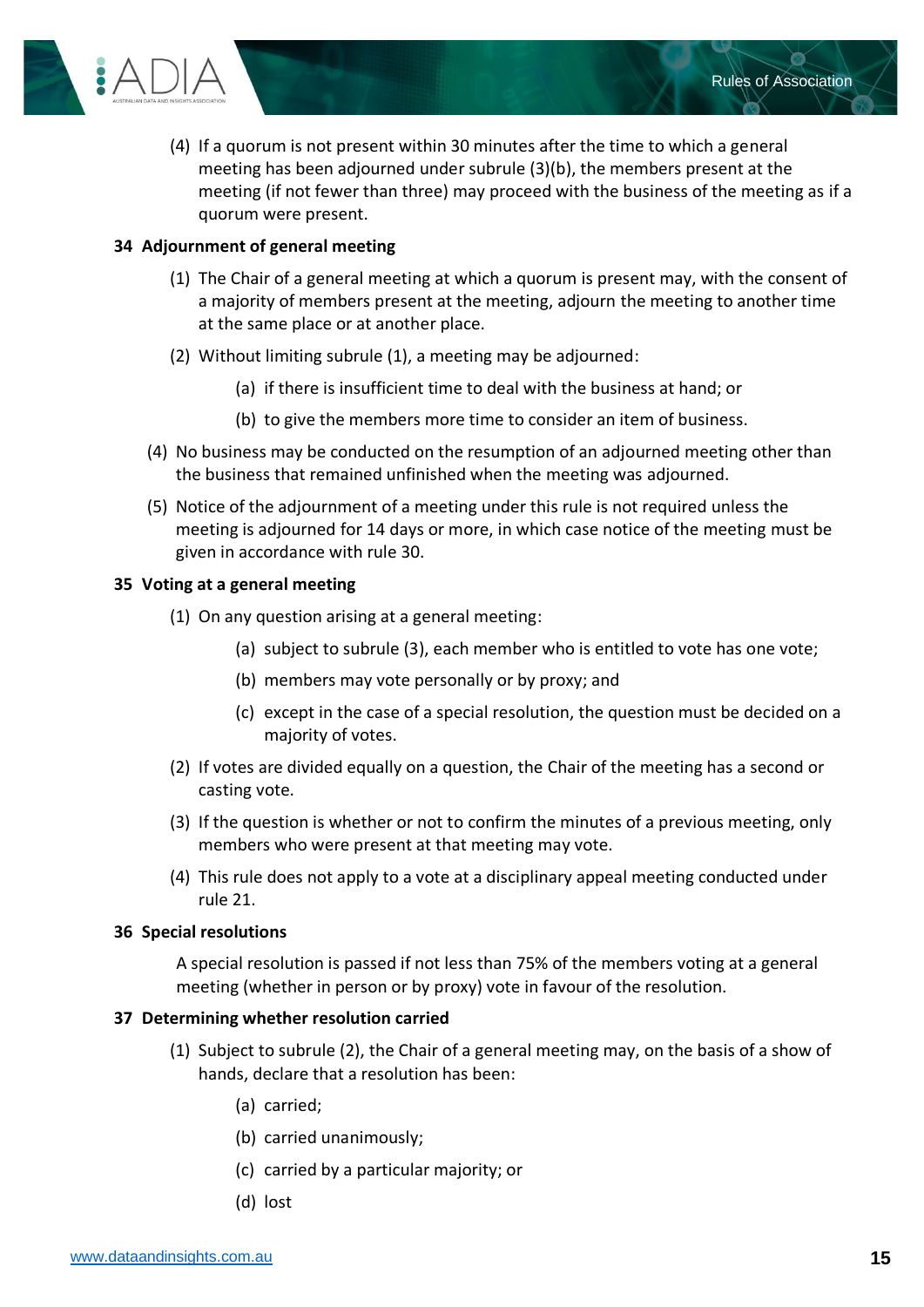(4) If a quorum is not present within 30 minutes after the time to which a general meeting has been adjourned under subrule (3)(b), the members present at the meeting (if not fewer than three) may proceed with the business of the meeting as if a quorum were present.

**34 Adjournment of general meeting**

(1) The Chair of a general meeting at which a quorum is present may, with the consent of a majority of members present at the meeting, adjourn the meeting to another time at the same place or at another place.

(2) Without limiting subrule (1), a meeting may be adjourned:

(a) if there is insufficient time to deal with the business at hand; or

(b) to give the members more time to consider an item of business.

(4) No business may be conducted on the resumption of an adjourned meeting other than the business that remained unfinished when the meeting was adjourned.

(5) Notice of the adjournment of a meeting under this rule is not required unless the meeting is adjourned for 14 days or more, in which case notice of the meeting must be given in accordance with rule 30.

**35 Voting at a general meeting**

(1) On any question arising at a general meeting:

(a) subject to subrule (3), each member who is entitled to vote has one vote;

(b) members may vote personally or by proxy; and

(c) except in the case of a special resolution, the question must be decided on a majority of votes.

(2) If votes are divided equally on a question, the Chair of the meeting has a second or casting vote.

(3) If the question is whether or not to confirm the minutes of a previous meeting, only members who were present at that meeting may vote.

(4) This rule does not apply to a vote at a disciplinary appeal meeting conducted under rule 21.

**36 Special resolutions**

A special resolution is passed if not less than 75% of the members voting at a general meeting (whether in person or by proxy) vote in favour of the resolution.

**37 Determining whether resolution carried**

(1) Subject to subrule (2), the Chair of a general meeting may, on the basis of a show of hands, declare that a resolution has been:

(a) carried;

(b) carried unanimously;

(c) carried by a particular majority; or

(d) lost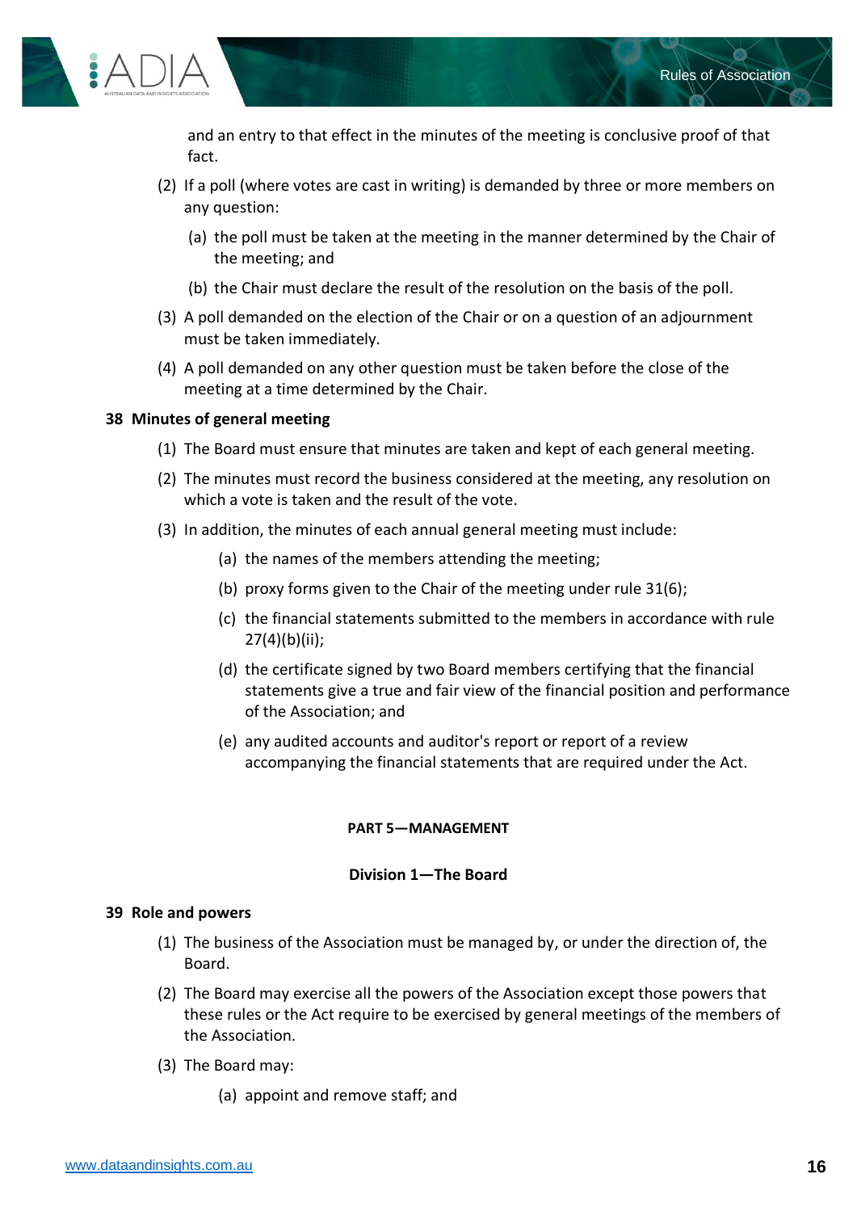and an entry to that effect in the minutes of the meeting is conclusive proof of that fact.

(2) If a poll (where votes are cast in writing) is demanded by three or more members on any question:

  (a) the poll must be taken at the meeting in the manner determined by the Chair of the meeting; and

  (b) the Chair must declare the result of the resolution on the basis of the poll.

(3) A poll demanded on the election of the Chair or on a question of an adjournment must be taken immediately.

(4) A poll demanded on any other question must be taken before the close of the meeting at a time determined by the Chair.

**38 Minutes of general meeting**

(1) The Board must ensure that minutes are taken and kept of each general meeting.

(2) The minutes must record the business considered at the meeting, any resolution on which a vote is taken and the result of the vote.

(3) In addition, the minutes of each annual general meeting must include:

  (a) the names of the members attending the meeting;

  (b) proxy forms given to the Chair of the meeting under rule 31(6);

  (c) the financial statements submitted to the members in accordance with rule 27(4)(b)(ii);

  (d) the certificate signed by two Board members certifying that the financial statements give a true and fair view of the financial position and performance of the Association; and

  (e) any audited accounts and auditor's report or report of a review accompanying the financial statements that are required under the Act.

## PART 5—MANAGEMENT

### Division 1—The Board

**39 Role and powers**

(1) The business of the Association must be managed by, or under the direction of, the Board.

(2) The Board may exercise all the powers of the Association except those powers that these rules or the Act require to be exercised by general meetings of the members of the Association.

(3) The Board may:

  (a) appoint and remove staff; and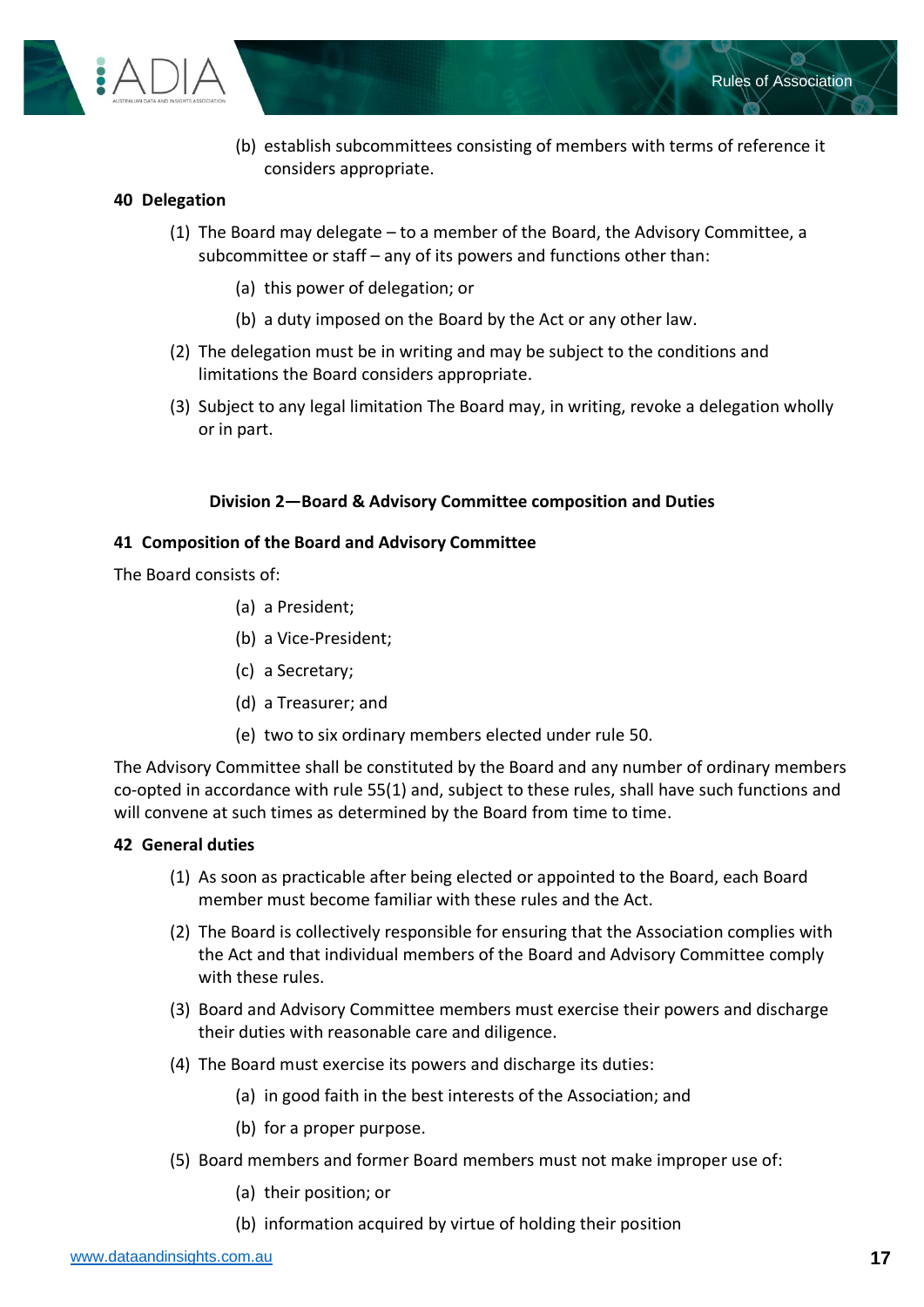(b) establish subcommittees consisting of members with terms of reference it considers appropriate.

**40 Delegation**

(1) The Board may delegate – to a member of the Board, the Advisory Committee, a subcommittee or staff – any of its powers and functions other than:

(a) this power of delegation; or

(b) a duty imposed on the Board by the Act or any other law.

(2) The delegation must be in writing and may be subject to the conditions and limitations the Board considers appropriate.

(3) Subject to any legal limitation The Board may, in writing, revoke a delegation wholly or in part.

**Division 2—Board & Advisory Committee composition and Duties**

**41 Composition of the Board and Advisory Committee**

The Board consists of:

(a) a President;

(b) a Vice-President;

(c) a Secretary;

(d) a Treasurer; and

(e) two to six ordinary members elected under rule 50.

The Advisory Committee shall be constituted by the Board and any number of ordinary members co-opted in accordance with rule 55(1) and, subject to these rules, shall have such functions and will convene at such times as determined by the Board from time to time.

**42 General duties**

(1) As soon as practicable after being elected or appointed to the Board, each Board member must become familiar with these rules and the Act.

(2) The Board is collectively responsible for ensuring that the Association complies with the Act and that individual members of the Board and Advisory Committee comply with these rules.

(3) Board and Advisory Committee members must exercise their powers and discharge their duties with reasonable care and diligence.

(4) The Board must exercise its powers and discharge its duties:

(a) in good faith in the best interests of the Association; and

(b) for a proper purpose.

(5) Board members and former Board members must not make improper use of:

(a) their position; or

(b) information acquired by virtue of holding their position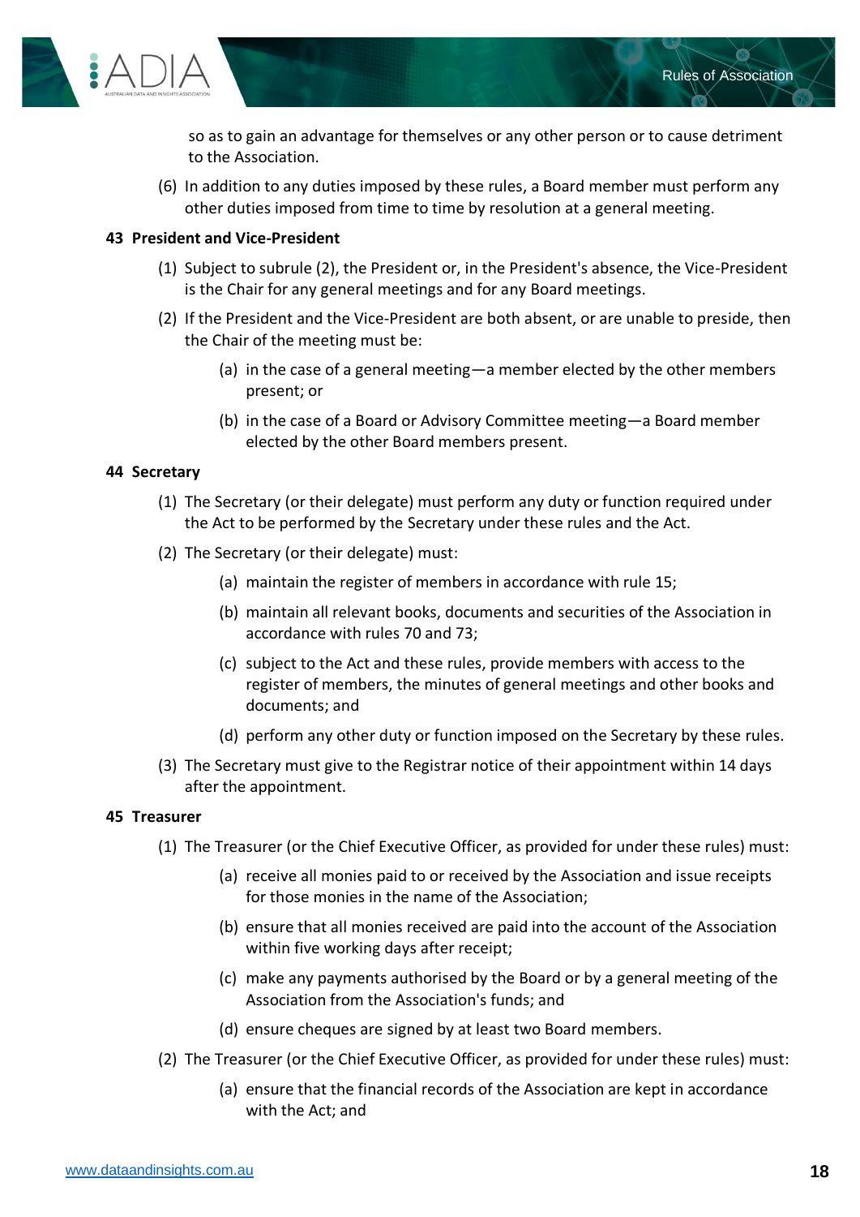so as to gain an advantage for themselves or any other person or to cause detriment to the Association.

(6) In addition to any duties imposed by these rules, a Board member must perform any other duties imposed from time to time by resolution at a general meeting.

**43 President and Vice-President**

(1) Subject to subrule (2), the President or, in the President's absence, the Vice-President is the Chair for any general meetings and for any Board meetings.

(2) If the President and the Vice-President are both absent, or are unable to preside, then the Chair of the meeting must be:

(a) in the case of a general meeting—a member elected by the other members present; or

(b) in the case of a Board or Advisory Committee meeting—a Board member elected by the other Board members present.

**44 Secretary**

(1) The Secretary (or their delegate) must perform any duty or function required under the Act to be performed by the Secretary under these rules and the Act.

(2) The Secretary (or their delegate) must:

(a) maintain the register of members in accordance with rule 15;

(b) maintain all relevant books, documents and securities of the Association in accordance with rules 70 and 73;

(c) subject to the Act and these rules, provide members with access to the register of members, the minutes of general meetings and other books and documents; and

(d) perform any other duty or function imposed on the Secretary by these rules.

(3) The Secretary must give to the Registrar notice of their appointment within 14 days after the appointment.

**45 Treasurer**

(1) The Treasurer (or the Chief Executive Officer, as provided for under these rules) must:

(a) receive all monies paid to or received by the Association and issue receipts for those monies in the name of the Association;

(b) ensure that all monies received are paid into the account of the Association within five working days after receipt;

(c) make any payments authorised by the Board or by a general meeting of the Association from the Association's funds; and

(d) ensure cheques are signed by at least two Board members.

(2) The Treasurer (or the Chief Executive Officer, as provided for under these rules) must:

(a) ensure that the financial records of the Association are kept in accordance with the Act; and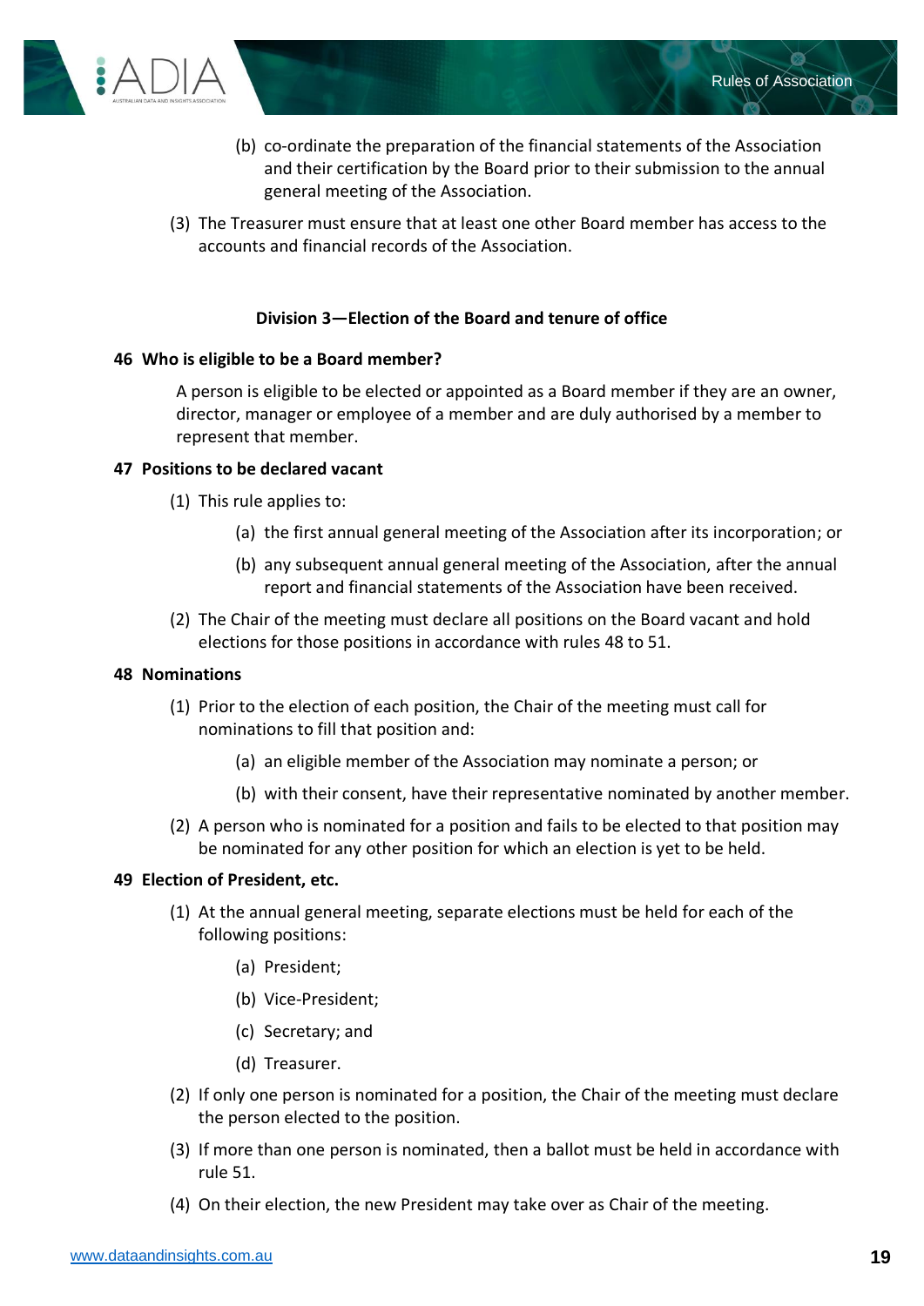(b) co-ordinate the preparation of the financial statements of the Association and their certification by the Board prior to their submission to the annual general meeting of the Association.

(3) The Treasurer must ensure that at least one other Board member has access to the accounts and financial records of the Association.

## Division 3—Election of the Board and tenure of office

### 46 Who is eligible to be a Board member?

A person is eligible to be elected or appointed as a Board member if they are an owner, director, manager or employee of a member and are duly authorised by a member to represent that member.

### 47 Positions to be declared vacant

(1) This rule applies to:

(a) the first annual general meeting of the Association after its incorporation; or

(b) any subsequent annual general meeting of the Association, after the annual report and financial statements of the Association have been received.

(2) The Chair of the meeting must declare all positions on the Board vacant and hold elections for those positions in accordance with rules 48 to 51.

### 48 Nominations

(1) Prior to the election of each position, the Chair of the meeting must call for nominations to fill that position and:

(a) an eligible member of the Association may nominate a person; or

(b) with their consent, have their representative nominated by another member.

(2) A person who is nominated for a position and fails to be elected to that position may be nominated for any other position for which an election is yet to be held.

### 49 Election of President, etc.

(1) At the annual general meeting, separate elections must be held for each of the following positions:

(a) President;

(b) Vice-President;

(c) Secretary; and

(d) Treasurer.

(2) If only one person is nominated for a position, the Chair of the meeting must declare the person elected to the position.

(3) If more than one person is nominated, then a ballot must be held in accordance with rule 51.

(4) On their election, the new President may take over as Chair of the meeting.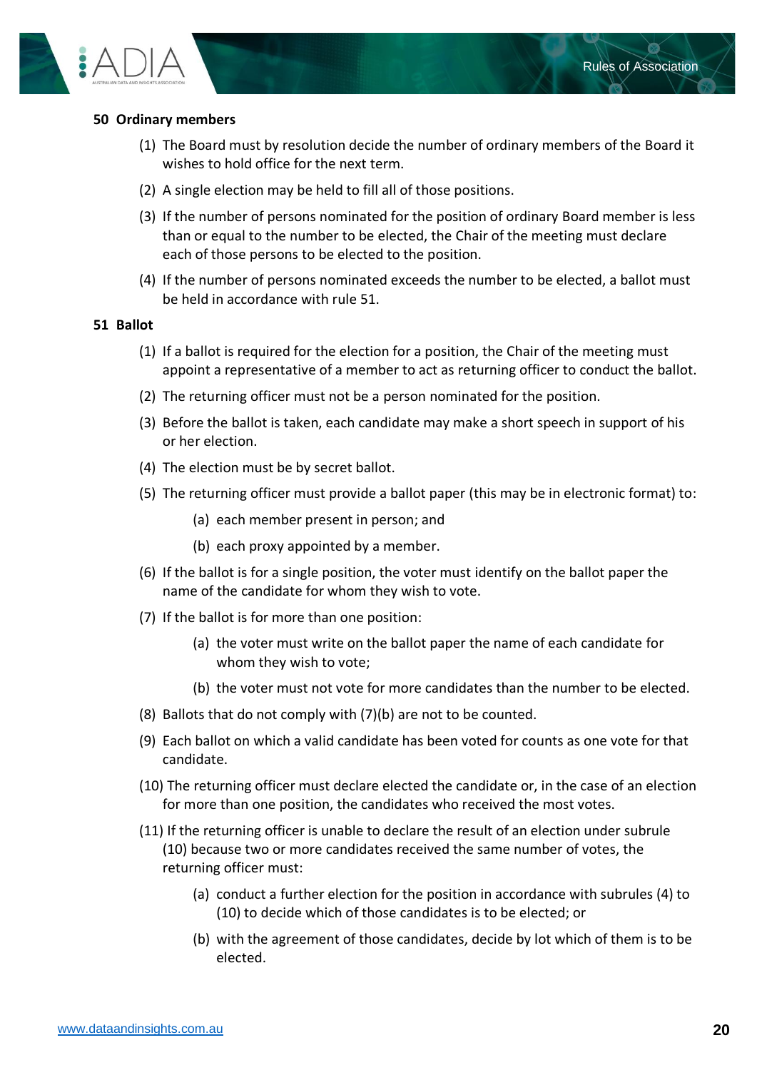### 50 Ordinary members

(1) The Board must by resolution decide the number of ordinary members of the Board it wishes to hold office for the next term.

(2) A single election may be held to fill all of those positions.

(3) If the number of persons nominated for the position of ordinary Board member is less than or equal to the number to be elected, the Chair of the meeting must declare each of those persons to be elected to the position.

(4) If the number of persons nominated exceeds the number to be elected, a ballot must be held in accordance with rule 51.

### 51 Ballot

(1) If a ballot is required for the election for a position, the Chair of the meeting must appoint a representative of a member to act as returning officer to conduct the ballot.

(2) The returning officer must not be a person nominated for the position.

(3) Before the ballot is taken, each candidate may make a short speech in support of his or her election.

(4) The election must be by secret ballot.

(5) The returning officer must provide a ballot paper (this may be in electronic format) to:

  (a) each member present in person; and

  (b) each proxy appointed by a member.

(6) If the ballot is for a single position, the voter must identify on the ballot paper the name of the candidate for whom they wish to vote.

(7) If the ballot is for more than one position:

  (a) the voter must write on the ballot paper the name of each candidate for whom they wish to vote;

  (b) the voter must not vote for more candidates than the number to be elected.

(8) Ballots that do not comply with (7)(b) are not to be counted.

(9) Each ballot on which a valid candidate has been voted for counts as one vote for that candidate.

(10) The returning officer must declare elected the candidate or, in the case of an election for more than one position, the candidates who received the most votes.

(11) If the returning officer is unable to declare the result of an election under subrule (10) because two or more candidates received the same number of votes, the returning officer must:

  (a) conduct a further election for the position in accordance with subrules (4) to (10) to decide which of those candidates is to be elected; or

  (b) with the agreement of those candidates, decide by lot which of them is to be elected.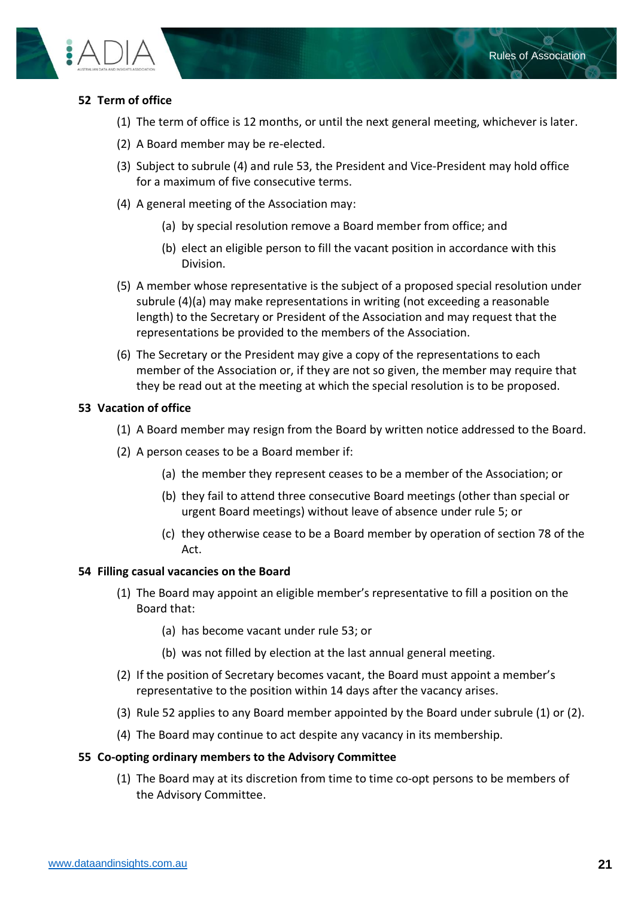### 52 Term of office

(1) The term of office is 12 months, or until the next general meeting, whichever is later.

(2) A Board member may be re-elected.

(3) Subject to subrule (4) and rule 53, the President and Vice-President may hold office for a maximum of five consecutive terms.

(4) A general meeting of the Association may:

  (a) by special resolution remove a Board member from office; and

  (b) elect an eligible person to fill the vacant position in accordance with this Division.

(5) A member whose representative is the subject of a proposed special resolution under subrule (4)(a) may make representations in writing (not exceeding a reasonable length) to the Secretary or President of the Association and may request that the representations be provided to the members of the Association.

(6) The Secretary or the President may give a copy of the representations to each member of the Association or, if they are not so given, the member may require that they be read out at the meeting at which the special resolution is to be proposed.

### 53 Vacation of office

(1) A Board member may resign from the Board by written notice addressed to the Board.

(2) A person ceases to be a Board member if:

  (a) the member they represent ceases to be a member of the Association; or

  (b) they fail to attend three consecutive Board meetings (other than special or urgent Board meetings) without leave of absence under rule 5; or

  (c) they otherwise cease to be a Board member by operation of section 78 of the Act.

### 54 Filling casual vacancies on the Board

(1) The Board may appoint an eligible member's representative to fill a position on the Board that:

  (a) has become vacant under rule 53; or

  (b) was not filled by election at the last annual general meeting.

(2) If the position of Secretary becomes vacant, the Board must appoint a member's representative to the position within 14 days after the vacancy arises.

(3) Rule 52 applies to any Board member appointed by the Board under subrule (1) or (2).

(4) The Board may continue to act despite any vacancy in its membership.

### 55 Co-opting ordinary members to the Advisory Committee

(1) The Board may at its discretion from time to time co-opt persons to be members of the Advisory Committee.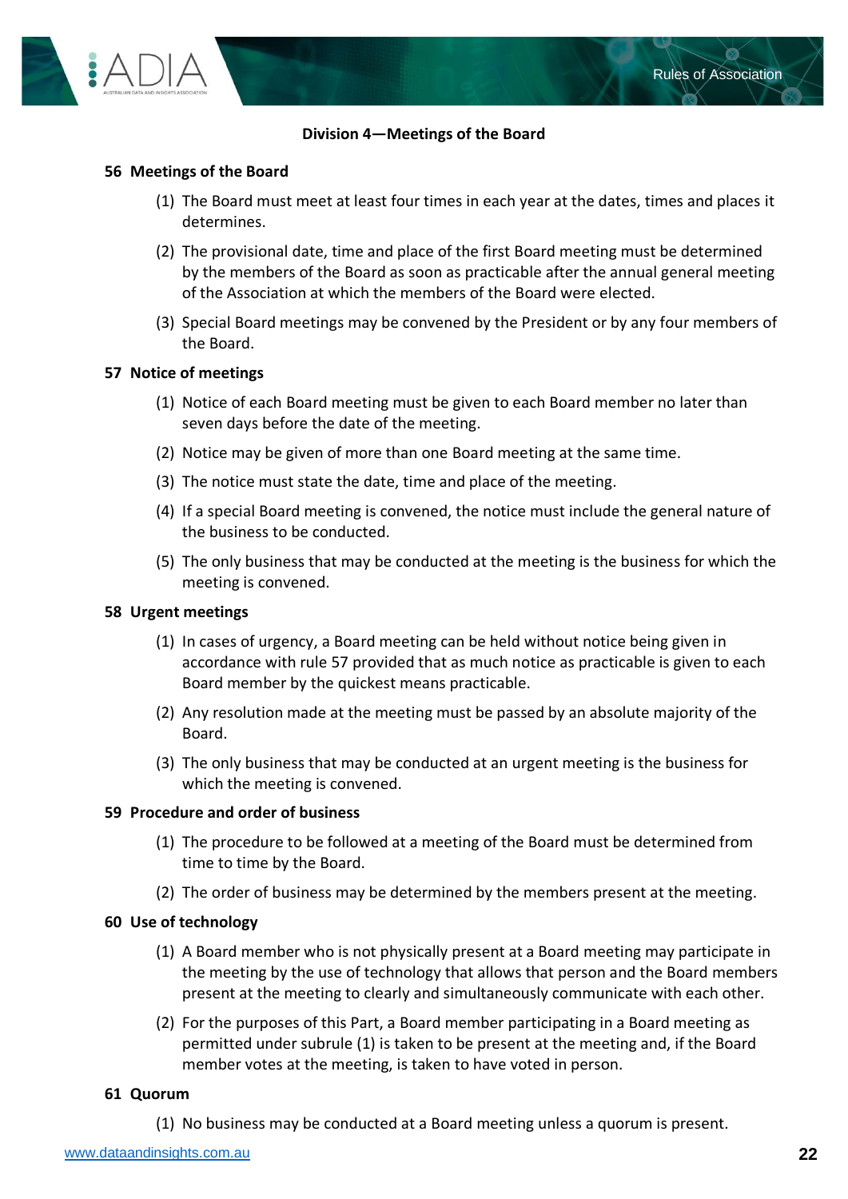## Division 4—Meetings of the Board

### 56 Meetings of the Board

(1) The Board must meet at least four times in each year at the dates, times and places it determines.

(2) The provisional date, time and place of the first Board meeting must be determined by the members of the Board as soon as practicable after the annual general meeting of the Association at which the members of the Board were elected.

(3) Special Board meetings may be convened by the President or by any four members of the Board.

### 57 Notice of meetings

(1) Notice of each Board meeting must be given to each Board member no later than seven days before the date of the meeting.

(2) Notice may be given of more than one Board meeting at the same time.

(3) The notice must state the date, time and place of the meeting.

(4) If a special Board meeting is convened, the notice must include the general nature of the business to be conducted.

(5) The only business that may be conducted at the meeting is the business for which the meeting is convened.

### 58 Urgent meetings

(1) In cases of urgency, a Board meeting can be held without notice being given in accordance with rule 57 provided that as much notice as practicable is given to each Board member by the quickest means practicable.

(2) Any resolution made at the meeting must be passed by an absolute majority of the Board.

(3) The only business that may be conducted at an urgent meeting is the business for which the meeting is convened.

### 59 Procedure and order of business

(1) The procedure to be followed at a meeting of the Board must be determined from time to time by the Board.

(2) The order of business may be determined by the members present at the meeting.

### 60 Use of technology

(1) A Board member who is not physically present at a Board meeting may participate in the meeting by the use of technology that allows that person and the Board members present at the meeting to clearly and simultaneously communicate with each other.

(2) For the purposes of this Part, a Board member participating in a Board meeting as permitted under subrule (1) is taken to be present at the meeting and, if the Board member votes at the meeting, is taken to have voted in person.

### 61 Quorum

(1) No business may be conducted at a Board meeting unless a quorum is present.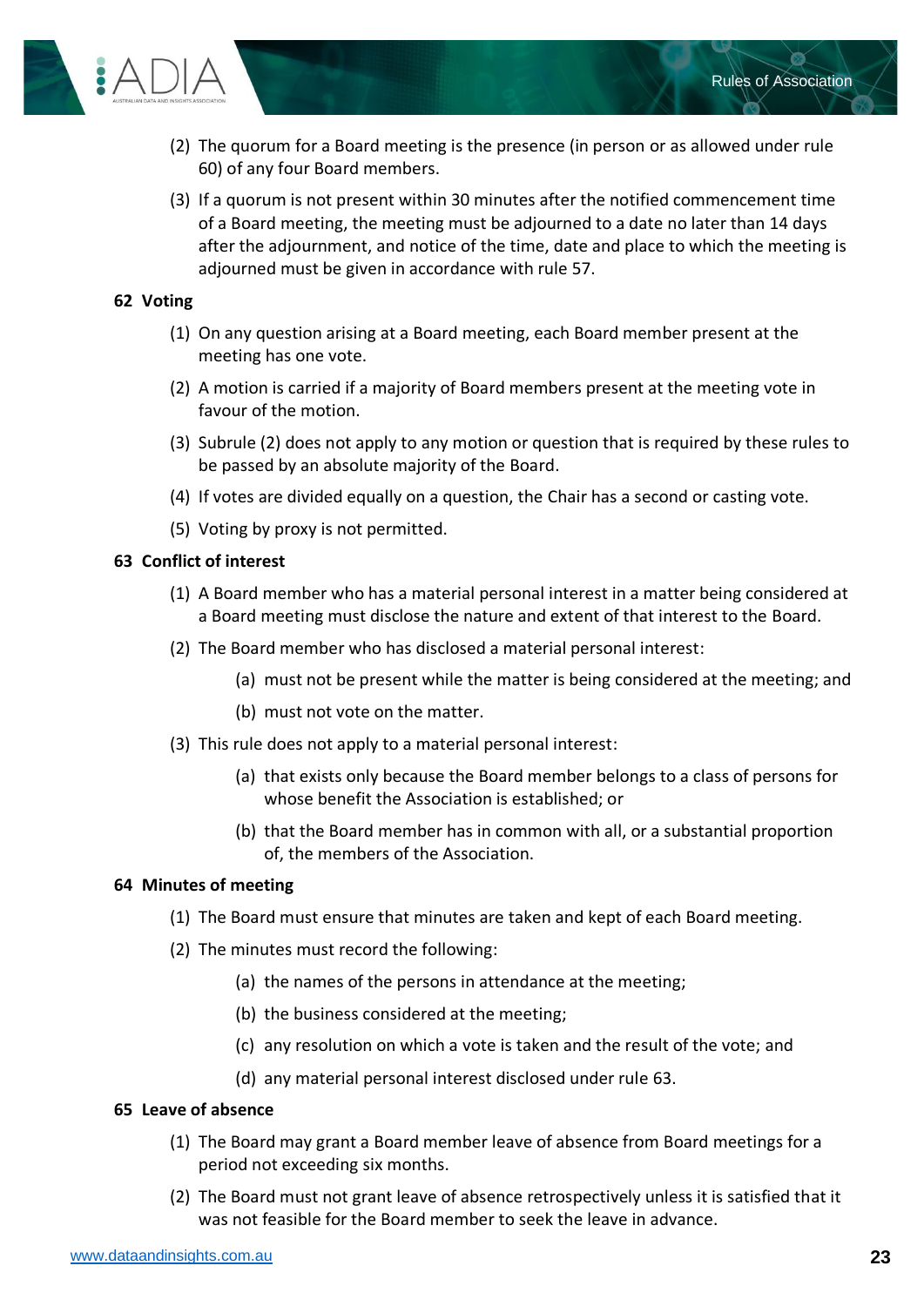(2) The quorum for a Board meeting is the presence (in person or as allowed under rule 60) of any four Board members.

(3) If a quorum is not present within 30 minutes after the notified commencement time of a Board meeting, the meeting must be adjourned to a date no later than 14 days after the adjournment, and notice of the time, date and place to which the meeting is adjourned must be given in accordance with rule 57.

**62 Voting**

(1) On any question arising at a Board meeting, each Board member present at the meeting has one vote.

(2) A motion is carried if a majority of Board members present at the meeting vote in favour of the motion.

(3) Subrule (2) does not apply to any motion or question that is required by these rules to be passed by an absolute majority of the Board.

(4) If votes are divided equally on a question, the Chair has a second or casting vote.

(5) Voting by proxy is not permitted.

**63 Conflict of interest**

(1) A Board member who has a material personal interest in a matter being considered at a Board meeting must disclose the nature and extent of that interest to the Board.

(2) The Board member who has disclosed a material personal interest:

(a) must not be present while the matter is being considered at the meeting; and

(b) must not vote on the matter.

(3) This rule does not apply to a material personal interest:

(a) that exists only because the Board member belongs to a class of persons for whose benefit the Association is established; or

(b) that the Board member has in common with all, or a substantial proportion of, the members of the Association.

**64 Minutes of meeting**

(1) The Board must ensure that minutes are taken and kept of each Board meeting.

(2) The minutes must record the following:

(a) the names of the persons in attendance at the meeting;

(b) the business considered at the meeting;

(c) any resolution on which a vote is taken and the result of the vote; and

(d) any material personal interest disclosed under rule 63.

**65 Leave of absence**

(1) The Board may grant a Board member leave of absence from Board meetings for a period not exceeding six months.

(2) The Board must not grant leave of absence retrospectively unless it is satisfied that it was not feasible for the Board member to seek the leave in advance.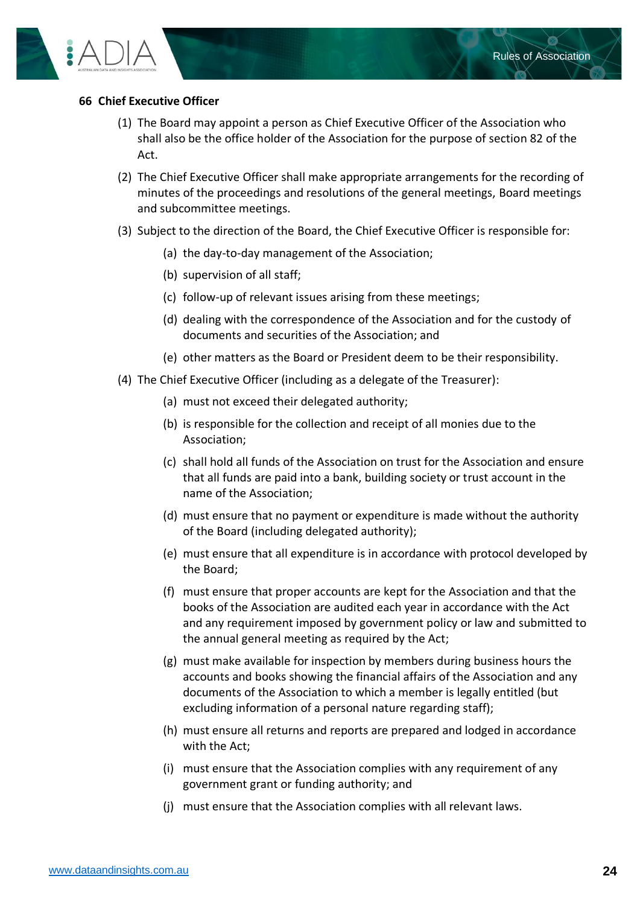### 66 Chief Executive Officer

(1) The Board may appoint a person as Chief Executive Officer of the Association who shall also be the office holder of the Association for the purpose of section 82 of the Act.

(2) The Chief Executive Officer shall make appropriate arrangements for the recording of minutes of the proceedings and resolutions of the general meetings, Board meetings and subcommittee meetings.

(3) Subject to the direction of the Board, the Chief Executive Officer is responsible for:

  (a) the day-to-day management of the Association;

  (b) supervision of all staff;

  (c) follow-up of relevant issues arising from these meetings;

  (d) dealing with the correspondence of the Association and for the custody of documents and securities of the Association; and

  (e) other matters as the Board or President deem to be their responsibility.

(4) The Chief Executive Officer (including as a delegate of the Treasurer):

  (a) must not exceed their delegated authority;

  (b) is responsible for the collection and receipt of all monies due to the Association;

  (c) shall hold all funds of the Association on trust for the Association and ensure that all funds are paid into a bank, building society or trust account in the name of the Association;

  (d) must ensure that no payment or expenditure is made without the authority of the Board (including delegated authority);

  (e) must ensure that all expenditure is in accordance with protocol developed by the Board;

  (f) must ensure that proper accounts are kept for the Association and that the books of the Association are audited each year in accordance with the Act and any requirement imposed by government policy or law and submitted to the annual general meeting as required by the Act;

  (g) must make available for inspection by members during business hours the accounts and books showing the financial affairs of the Association and any documents of the Association to which a member is legally entitled (but excluding information of a personal nature regarding staff);

  (h) must ensure all returns and reports are prepared and lodged in accordance with the Act;

  (i) must ensure that the Association complies with any requirement of any government grant or funding authority; and

  (j) must ensure that the Association complies with all relevant laws.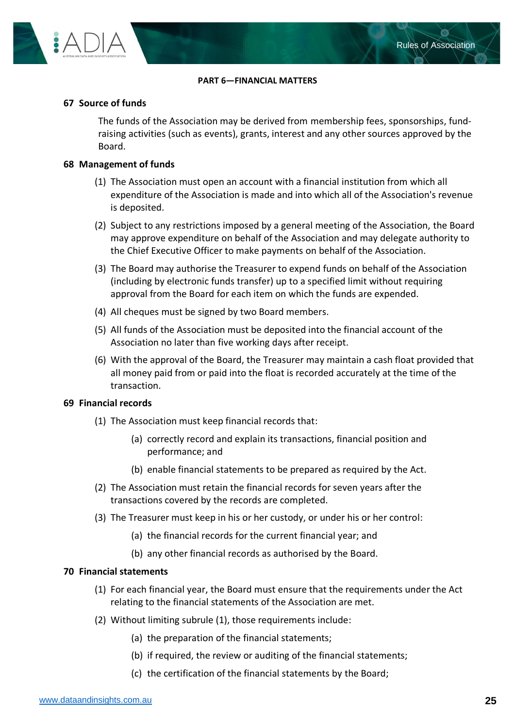## PART 6—FINANCIAL MATTERS

### 67 Source of funds

The funds of the Association may be derived from membership fees, sponsorships, fund-raising activities (such as events), grants, interest and any other sources approved by the Board.

### 68 Management of funds

(1) The Association must open an account with a financial institution from which all expenditure of the Association is made and into which all of the Association's revenue is deposited.

(2) Subject to any restrictions imposed by a general meeting of the Association, the Board may approve expenditure on behalf of the Association and may delegate authority to the Chief Executive Officer to make payments on behalf of the Association.

(3) The Board may authorise the Treasurer to expend funds on behalf of the Association (including by electronic funds transfer) up to a specified limit without requiring approval from the Board for each item on which the funds are expended.

(4) All cheques must be signed by two Board members.

(5) All funds of the Association must be deposited into the financial account of the Association no later than five working days after receipt.

(6) With the approval of the Board, the Treasurer may maintain a cash float provided that all money paid from or paid into the float is recorded accurately at the time of the transaction.

### 69 Financial records

(1) The Association must keep financial records that:

- (a) correctly record and explain its transactions, financial position and performance; and
- (b) enable financial statements to be prepared as required by the Act.

(2) The Association must retain the financial records for seven years after the transactions covered by the records are completed.

(3) The Treasurer must keep in his or her custody, or under his or her control:

- (a) the financial records for the current financial year; and
- (b) any other financial records as authorised by the Board.

### 70 Financial statements

(1) For each financial year, the Board must ensure that the requirements under the Act relating to the financial statements of the Association are met.

(2) Without limiting subrule (1), those requirements include:

- (a) the preparation of the financial statements;
- (b) if required, the review or auditing of the financial statements;
- (c) the certification of the financial statements by the Board;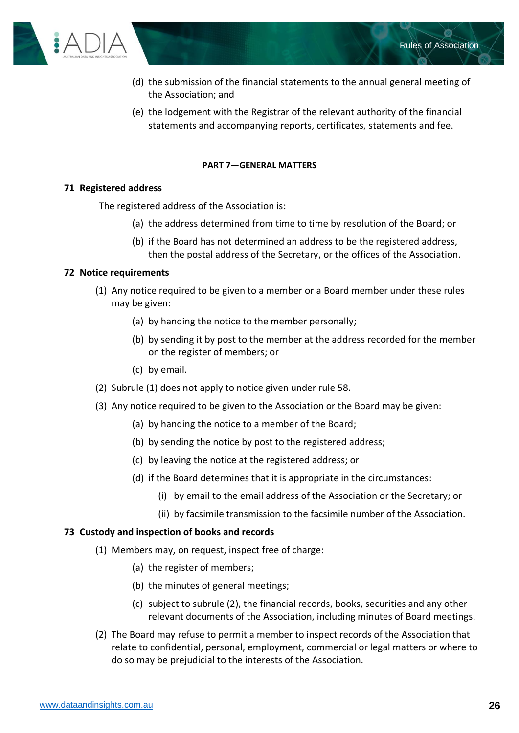(d) the submission of the financial statements to the annual general meeting of the Association; and

(e) the lodgement with the Registrar of the relevant authority of the financial statements and accompanying reports, certificates, statements and fee.

## PART 7—GENERAL MATTERS

### 71 Registered address

The registered address of the Association is:

(a) the address determined from time to time by resolution of the Board; or

(b) if the Board has not determined an address to be the registered address, then the postal address of the Secretary, or the offices of the Association.

### 72 Notice requirements

(1) Any notice required to be given to a member or a Board member under these rules may be given:

(a) by handing the notice to the member personally;

(b) by sending it by post to the member at the address recorded for the member on the register of members; or

(c) by email.

(2) Subrule (1) does not apply to notice given under rule 58.

(3) Any notice required to be given to the Association or the Board may be given:

(a) by handing the notice to a member of the Board;

(b) by sending the notice by post to the registered address;

(c) by leaving the notice at the registered address; or

(d) if the Board determines that it is appropriate in the circumstances:

(i) by email to the email address of the Association or the Secretary; or

(ii) by facsimile transmission to the facsimile number of the Association.

### 73 Custody and inspection of books and records

(1) Members may, on request, inspect free of charge:

(a) the register of members;

(b) the minutes of general meetings;

(c) subject to subrule (2), the financial records, books, securities and any other relevant documents of the Association, including minutes of Board meetings.

(2) The Board may refuse to permit a member to inspect records of the Association that relate to confidential, personal, employment, commercial or legal matters or where to do so may be prejudicial to the interests of the Association.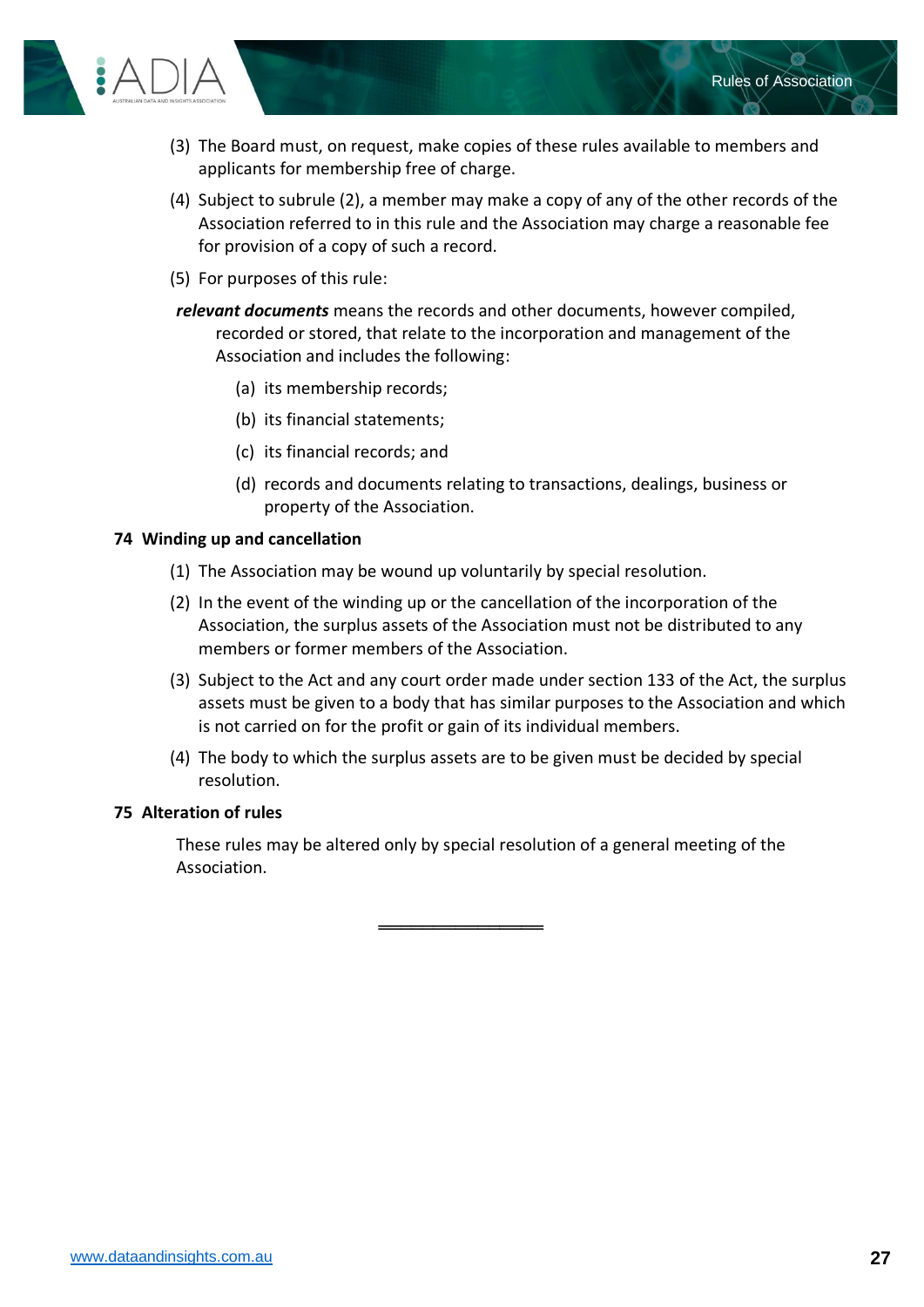(3) The Board must, on request, make copies of these rules available to members and applicants for membership free of charge.

(4) Subject to subrule (2), a member may make a copy of any of the other records of the Association referred to in this rule and the Association may charge a reasonable fee for provision of a copy of such a record.

(5) For purposes of this rule:

***relevant documents*** means the records and other documents, however compiled, recorded or stored, that relate to the incorporation and management of the Association and includes the following:

(a) its membership records;

(b) its financial statements;

(c) its financial records; and

(d) records and documents relating to transactions, dealings, business or property of the Association.

**74 Winding up and cancellation**

(1) The Association may be wound up voluntarily by special resolution.

(2) In the event of the winding up or the cancellation of the incorporation of the Association, the surplus assets of the Association must not be distributed to any members or former members of the Association.

(3) Subject to the Act and any court order made under section 133 of the Act, the surplus assets must be given to a body that has similar purposes to the Association and which is not carried on for the profit or gain of its individual members.

(4) The body to which the surplus assets are to be given must be decided by special resolution.

**75 Alteration of rules**

These rules may be altered only by special resolution of a general meeting of the Association.